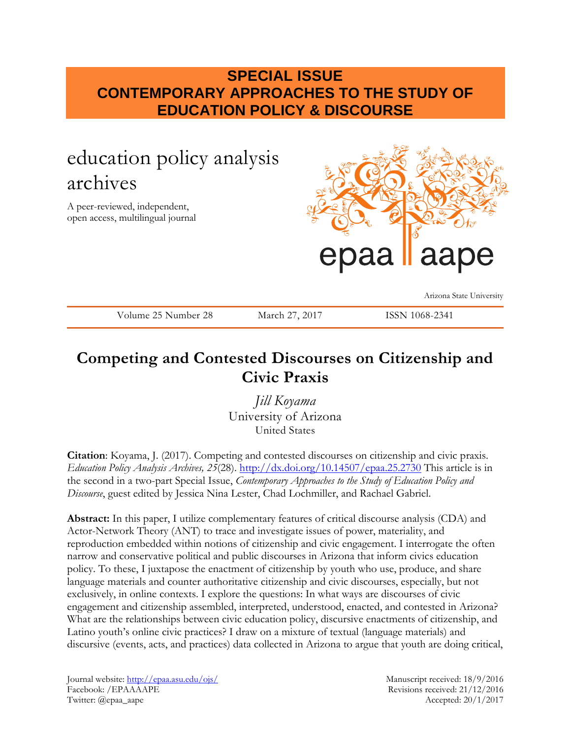**SPECIAL ISSUE**
**CONTEMPORARY APPROACHES TO THE STUDY OF EDUCATION POLICY & DISCOURSE**

education policy analysis archives

A peer-reviewed, independent, open access, multilingual journal

epaa aape

Arizona State University

Volume 25 Number 28 | March 27, 2017 | ISSN 1068-2341

# Competing and Contested Discourses on Citizenship and Civic Praxis

*Jill Koyama*
University of Arizona
United States

**Citation**: Koyama, J. (2017). Competing and contested discourses on citizenship and civic praxis. *Education Policy Analysis Archives, 25*(28). http://dx.doi.org/10.14507/epaa.25.2730 This article is in the second in a two-part Special Issue, *Contemporary Approaches to the Study of Education Policy and Discourse*, guest edited by Jessica Nina Lester, Chad Lochmiller, and Rachael Gabriel.

**Abstract:** In this paper, I utilize complementary features of critical discourse analysis (CDA) and Actor-Network Theory (ANT) to trace and investigate issues of power, materiality, and reproduction embedded within notions of citizenship and civic engagement. I interrogate the often narrow and conservative political and public discourses in Arizona that inform civics education policy. To these, I juxtapose the enactment of citizenship by youth who use, produce, and share language materials and counter authoritative citizenship and civic discourses, especially, but not exclusively, in online contexts. I explore the questions: In what ways are discourses of civic engagement and citizenship assembled, interpreted, understood, enacted, and contested in Arizona? What are the relationships between civic education policy, discursive enactments of citizenship, and Latino youth's online civic practices? I draw on a mixture of textual (language materials) and discursive (events, acts, and practices) data collected in Arizona to argue that youth are doing critical,

Journal website: http://epaa.asu.edu/ojs/
Facebook: /EPAAAAPE
Twitter: @epaa_aape

Manuscript received: 18/9/2016
Revisions received: 21/12/2016
Accepted: 20/1/2017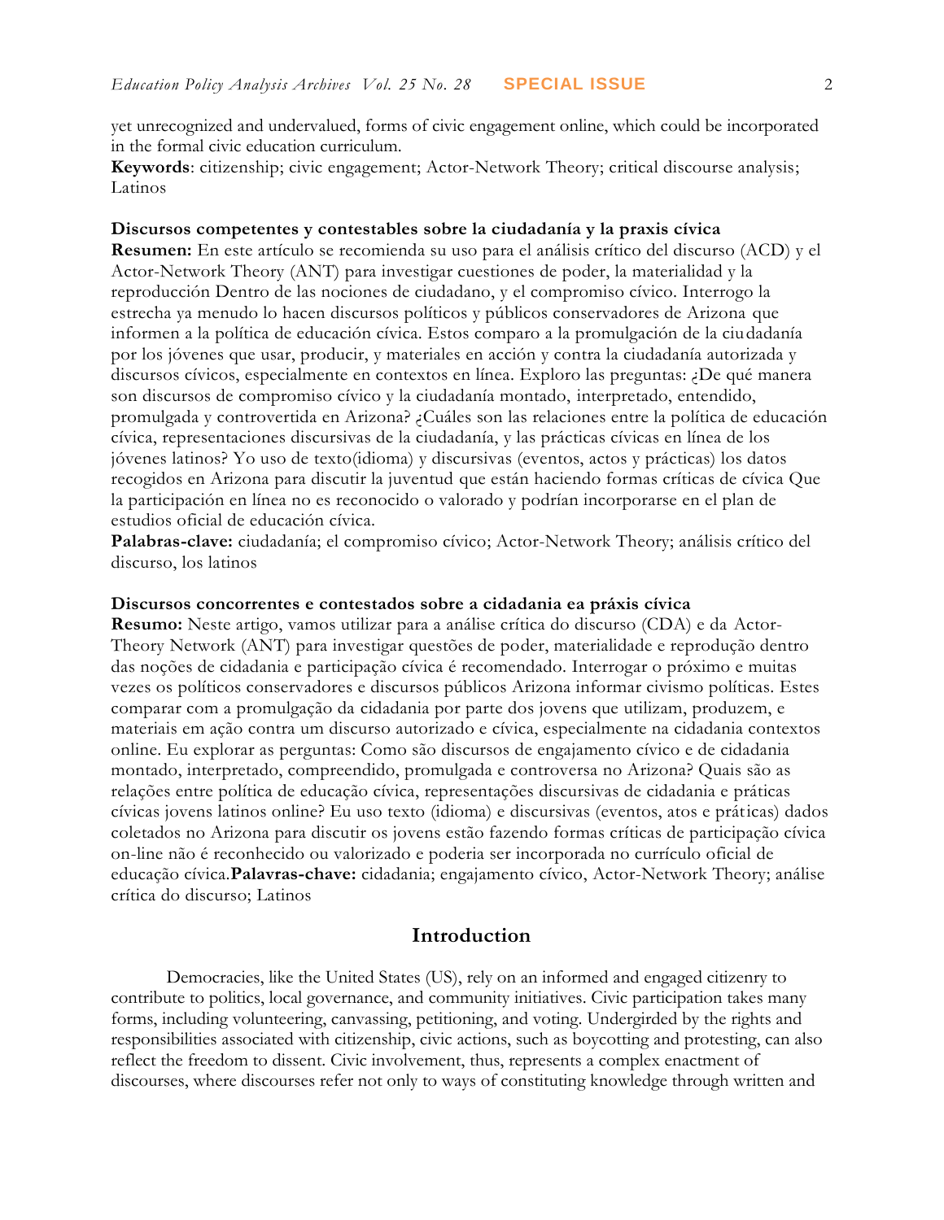yet unrecognized and undervalued, forms of civic engagement online, which could be incorporated in the formal civic education curriculum.

**Keywords**: citizenship; civic engagement; Actor-Network Theory; critical discourse analysis; Latinos

**Discursos competentes y contestables sobre la ciudadanía y la praxis cívica**

**Resumen:** En este artículo se recomienda su uso para el análisis crítico del discurso (ACD) y el Actor-Network Theory (ANT) para investigar cuestiones de poder, la materialidad y la reproducción Dentro de las nociones de ciudadano, y el compromiso cívico. Interrogo la estrecha ya menudo lo hacen discursos políticos y públicos conservadores de Arizona que informen a la política de educación cívica. Estos comparo a la promulgación de la ciudadanía por los jóvenes que usar, producir, y materiales en acción y contra la ciudadanía autorizada y discursos cívicos, especialmente en contextos en línea. Exploro las preguntas: ¿De qué manera son discursos de compromiso cívico y la ciudadanía montado, interpretado, entendido, promulgada y controvertida en Arizona? ¿Cuáles son las relaciones entre la política de educación cívica, representaciones discursivas de la ciudadanía, y las prácticas cívicas en línea de los jóvenes latinos? Yo uso de texto(idioma) y discursivas (eventos, actos y prácticas) los datos recogidos en Arizona para discutir la juventud que están haciendo formas críticas de cívica Que la participación en línea no es reconocido o valorado y podrían incorporarse en el plan de estudios oficial de educación cívica.

**Palabras-clave:** ciudadanía; el compromiso cívico; Actor-Network Theory; análisis crítico del discurso, los latinos

**Discursos concorrentes e contestados sobre a cidadania ea práxis cívica**

**Resumo:** Neste artigo, vamos utilizar para a análise crítica do discurso (CDA) e da Actor-Theory Network (ANT) para investigar questões de poder, materialidade e reprodução dentro das noções de cidadania e participação cívica é recomendado. Interrogar o próximo e muitas vezes os políticos conservadores e discursos públicos Arizona informar civismo políticas. Estes comparar com a promulgação da cidadania por parte dos jovens que utilizam, produzem, e materiais em ação contra um discurso autorizado e cívica, especialmente na cidadania contextos online. Eu explorar as perguntas: Como são discursos de engajamento cívico e de cidadania montado, interpretado, compreendido, promulgada e controversa no Arizona? Quais são as relações entre política de educação cívica, representações discursivas de cidadania e práticas cívicas jovens latinos online? Eu uso texto (idioma) e discursivas (eventos, atos e práticas) dados coletados no Arizona para discutir os jovens estão fazendo formas críticas de participação cívica on-line não é reconhecido ou valorizado e poderia ser incorporada no currículo oficial de educação cívica. **Palavras-chave:** cidadania; engajamento cívico, Actor-Network Theory; análise crítica do discurso; Latinos

## Introduction

Democracies, like the United States (US), rely on an informed and engaged citizenry to contribute to politics, local governance, and community initiatives. Civic participation takes many forms, including volunteering, canvassing, petitioning, and voting. Undergirded by the rights and responsibilities associated with citizenship, civic actions, such as boycotting and protesting, can also reflect the freedom to dissent. Civic involvement, thus, represents a complex enactment of discourses, where discourses refer not only to ways of constituting knowledge through written and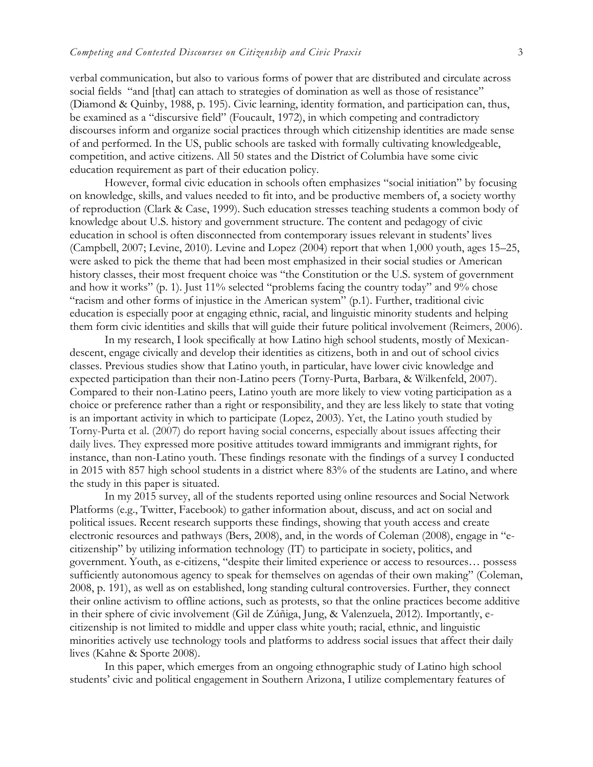verbal communication, but also to various forms of power that are distributed and circulate across social fields "and [that] can attach to strategies of domination as well as those of resistance" (Diamond & Quinby, 1988, p. 195). Civic learning, identity formation, and participation can, thus, be examined as a "discursive field" (Foucault, 1972), in which competing and contradictory discourses inform and organize social practices through which citizenship identities are made sense of and performed. In the US, public schools are tasked with formally cultivating knowledgeable, competition, and active citizens. All 50 states and the District of Columbia have some civic education requirement as part of their education policy.

However, formal civic education in schools often emphasizes "social initiation" by focusing on knowledge, skills, and values needed to fit into, and be productive members of, a society worthy of reproduction (Clark & Case, 1999). Such education stresses teaching students a common body of knowledge about U.S. history and government structure. The content and pedagogy of civic education in school is often disconnected from contemporary issues relevant in students' lives (Campbell, 2007; Levine, 2010). Levine and Lopez (2004) report that when 1,000 youth, ages 15–25, were asked to pick the theme that had been most emphasized in their social studies or American history classes, their most frequent choice was "the Constitution or the U.S. system of government and how it works" (p. 1). Just 11% selected "problems facing the country today" and 9% chose "racism and other forms of injustice in the American system" (p.1). Further, traditional civic education is especially poor at engaging ethnic, racial, and linguistic minority students and helping them form civic identities and skills that will guide their future political involvement (Reimers, 2006).

In my research, I look specifically at how Latino high school students, mostly of Mexican-descent, engage civically and develop their identities as citizens, both in and out of school civics classes. Previous studies show that Latino youth, in particular, have lower civic knowledge and expected participation than their non-Latino peers (Torny-Purta, Barbara, & Wilkenfeld, 2007). Compared to their non-Latino peers, Latino youth are more likely to view voting participation as a choice or preference rather than a right or responsibility, and they are less likely to state that voting is an important activity in which to participate (Lopez, 2003). Yet, the Latino youth studied by Torny-Purta et al. (2007) do report having social concerns, especially about issues affecting their daily lives. They expressed more positive attitudes toward immigrants and immigrant rights, for instance, than non-Latino youth. These findings resonate with the findings of a survey I conducted in 2015 with 857 high school students in a district where 83% of the students are Latino, and where the study in this paper is situated.

In my 2015 survey, all of the students reported using online resources and Social Network Platforms (e.g., Twitter, Facebook) to gather information about, discuss, and act on social and political issues. Recent research supports these findings, showing that youth access and create electronic resources and pathways (Bers, 2008), and, in the words of Coleman (2008), engage in "e-citizenship" by utilizing information technology (IT) to participate in society, politics, and government. Youth, as e-citizens, "despite their limited experience or access to resources… possess sufficiently autonomous agency to speak for themselves on agendas of their own making" (Coleman, 2008, p. 191), as well as on established, long standing cultural controversies. Further, they connect their online activism to offline actions, such as protests, so that the online practices become additive in their sphere of civic involvement (Gil de Zúñiga, Jung, & Valenzuela, 2012). Importantly, e-citizenship is not limited to middle and upper class white youth; racial, ethnic, and linguistic minorities actively use technology tools and platforms to address social issues that affect their daily lives (Kahne & Sporte 2008).

In this paper, which emerges from an ongoing ethnographic study of Latino high school students' civic and political engagement in Southern Arizona, I utilize complementary features of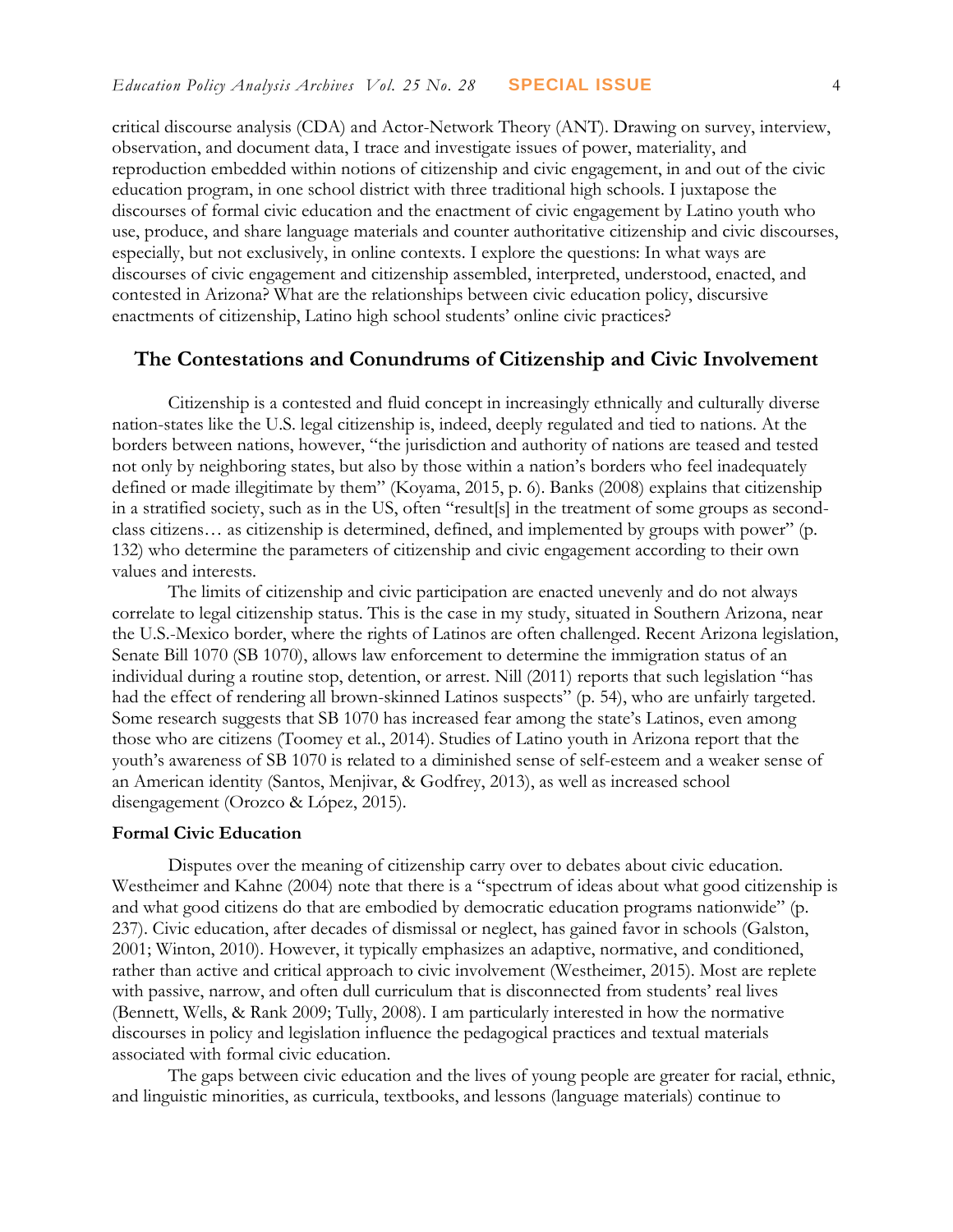critical discourse analysis (CDA) and Actor-Network Theory (ANT). Drawing on survey, interview, observation, and document data, I trace and investigate issues of power, materiality, and reproduction embedded within notions of citizenship and civic engagement, in and out of the civic education program, in one school district with three traditional high schools. I juxtapose the discourses of formal civic education and the enactment of civic engagement by Latino youth who use, produce, and share language materials and counter authoritative citizenship and civic discourses, especially, but not exclusively, in online contexts. I explore the questions: In what ways are discourses of civic engagement and citizenship assembled, interpreted, understood, enacted, and contested in Arizona? What are the relationships between civic education policy, discursive enactments of citizenship, Latino high school students' online civic practices?

## The Contestations and Conundrums of Citizenship and Civic Involvement

Citizenship is a contested and fluid concept in increasingly ethnically and culturally diverse nation-states like the U.S. legal citizenship is, indeed, deeply regulated and tied to nations. At the borders between nations, however, "the jurisdiction and authority of nations are teased and tested not only by neighboring states, but also by those within a nation's borders who feel inadequately defined or made illegitimate by them" (Koyama, 2015, p. 6). Banks (2008) explains that citizenship in a stratified society, such as in the US, often "result[s] in the treatment of some groups as second-class citizens… as citizenship is determined, defined, and implemented by groups with power" (p. 132) who determine the parameters of citizenship and civic engagement according to their own values and interests.

The limits of citizenship and civic participation are enacted unevenly and do not always correlate to legal citizenship status. This is the case in my study, situated in Southern Arizona, near the U.S.-Mexico border, where the rights of Latinos are often challenged. Recent Arizona legislation, Senate Bill 1070 (SB 1070), allows law enforcement to determine the immigration status of an individual during a routine stop, detention, or arrest. Nill (2011) reports that such legislation "has had the effect of rendering all brown-skinned Latinos suspects" (p. 54), who are unfairly targeted. Some research suggests that SB 1070 has increased fear among the state's Latinos, even among those who are citizens (Toomey et al., 2014). Studies of Latino youth in Arizona report that the youth's awareness of SB 1070 is related to a diminished sense of self-esteem and a weaker sense of an American identity (Santos, Menjivar, & Godfrey, 2013), as well as increased school disengagement (Orozco & López, 2015).

### Formal Civic Education

Disputes over the meaning of citizenship carry over to debates about civic education. Westheimer and Kahne (2004) note that there is a "spectrum of ideas about what good citizenship is and what good citizens do that are embodied by democratic education programs nationwide" (p. 237). Civic education, after decades of dismissal or neglect, has gained favor in schools (Galston, 2001; Winton, 2010). However, it typically emphasizes an adaptive, normative, and conditioned, rather than active and critical approach to civic involvement (Westheimer, 2015). Most are replete with passive, narrow, and often dull curriculum that is disconnected from students' real lives (Bennett, Wells, & Rank 2009; Tully, 2008). I am particularly interested in how the normative discourses in policy and legislation influence the pedagogical practices and textual materials associated with formal civic education.

The gaps between civic education and the lives of young people are greater for racial, ethnic, and linguistic minorities, as curricula, textbooks, and lessons (language materials) continue to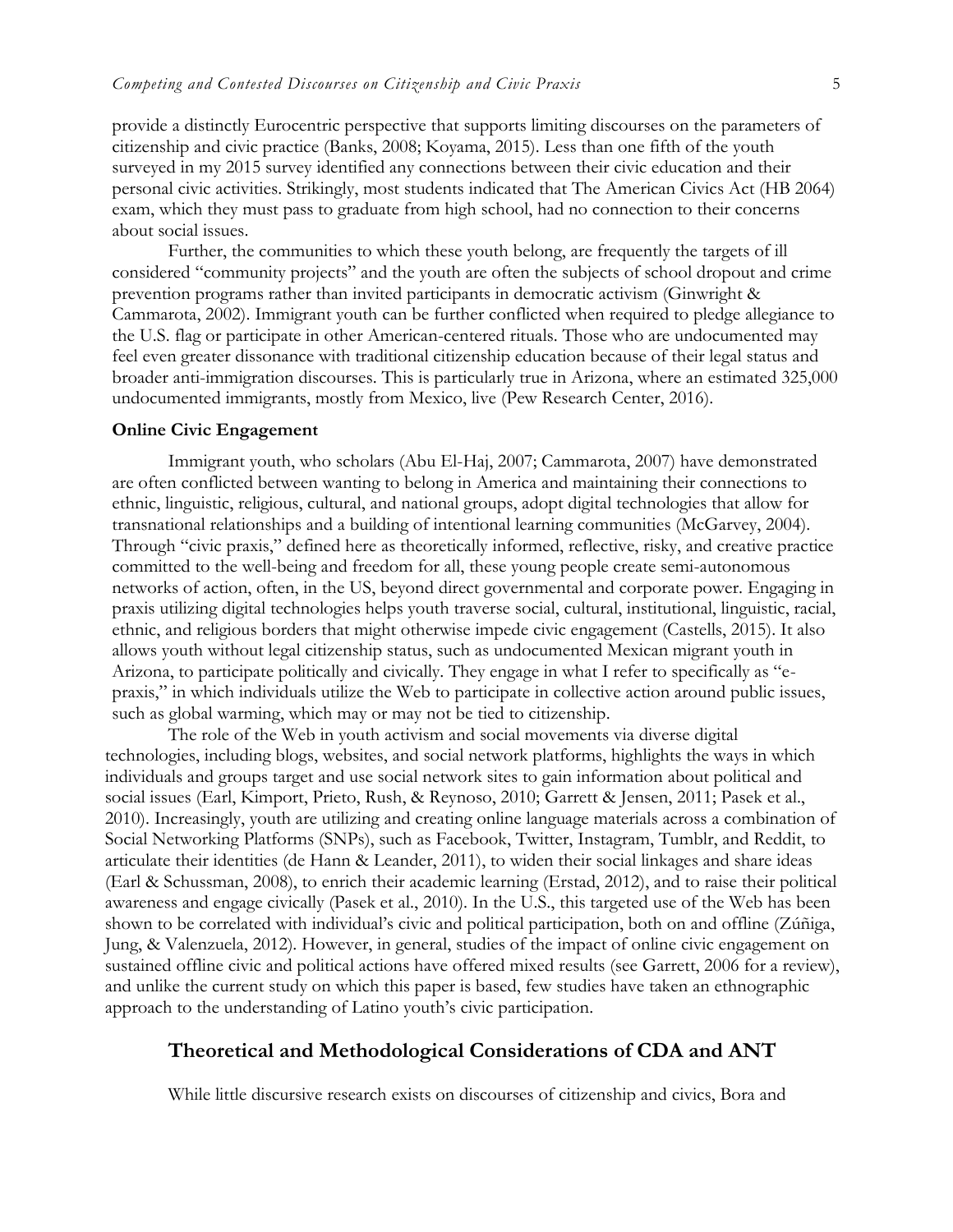provide a distinctly Eurocentric perspective that supports limiting discourses on the parameters of citizenship and civic practice (Banks, 2008; Koyama, 2015). Less than one fifth of the youth surveyed in my 2015 survey identified any connections between their civic education and their personal civic activities. Strikingly, most students indicated that The American Civics Act (HB 2064) exam, which they must pass to graduate from high school, had no connection to their concerns about social issues.

Further, the communities to which these youth belong, are frequently the targets of ill considered "community projects" and the youth are often the subjects of school dropout and crime prevention programs rather than invited participants in democratic activism (Ginwright & Cammarota, 2002). Immigrant youth can be further conflicted when required to pledge allegiance to the U.S. flag or participate in other American-centered rituals. Those who are undocumented may feel even greater dissonance with traditional citizenship education because of their legal status and broader anti-immigration discourses. This is particularly true in Arizona, where an estimated 325,000 undocumented immigrants, mostly from Mexico, live (Pew Research Center, 2016).

**Online Civic Engagement**

Immigrant youth, who scholars (Abu El-Haj, 2007; Cammarota, 2007) have demonstrated are often conflicted between wanting to belong in America and maintaining their connections to ethnic, linguistic, religious, cultural, and national groups, adopt digital technologies that allow for transnational relationships and a building of intentional learning communities (McGarvey, 2004). Through "civic praxis," defined here as theoretically informed, reflective, risky, and creative practice committed to the well-being and freedom for all, these young people create semi-autonomous networks of action, often, in the US, beyond direct governmental and corporate power. Engaging in praxis utilizing digital technologies helps youth traverse social, cultural, institutional, linguistic, racial, ethnic, and religious borders that might otherwise impede civic engagement (Castells, 2015). It also allows youth without legal citizenship status, such as undocumented Mexican migrant youth in Arizona, to participate politically and civically. They engage in what I refer to specifically as "e-praxis," in which individuals utilize the Web to participate in collective action around public issues, such as global warming, which may or may not be tied to citizenship.

The role of the Web in youth activism and social movements via diverse digital technologies, including blogs, websites, and social network platforms, highlights the ways in which individuals and groups target and use social network sites to gain information about political and social issues (Earl, Kimport, Prieto, Rush, & Reynoso, 2010; Garrett & Jensen, 2011; Pasek et al., 2010). Increasingly, youth are utilizing and creating online language materials across a combination of Social Networking Platforms (SNPs), such as Facebook, Twitter, Instagram, Tumblr, and Reddit, to articulate their identities (de Hann & Leander, 2011), to widen their social linkages and share ideas (Earl & Schussman, 2008), to enrich their academic learning (Erstad, 2012), and to raise their political awareness and engage civically (Pasek et al., 2010). In the U.S., this targeted use of the Web has been shown to be correlated with individual's civic and political participation, both on and offline (Zúñiga, Jung, & Valenzuela, 2012). However, in general, studies of the impact of online civic engagement on sustained offline civic and political actions have offered mixed results (see Garrett, 2006 for a review), and unlike the current study on which this paper is based, few studies have taken an ethnographic approach to the understanding of Latino youth's civic participation.

## Theoretical and Methodological Considerations of CDA and ANT

While little discursive research exists on discourses of citizenship and civics, Bora and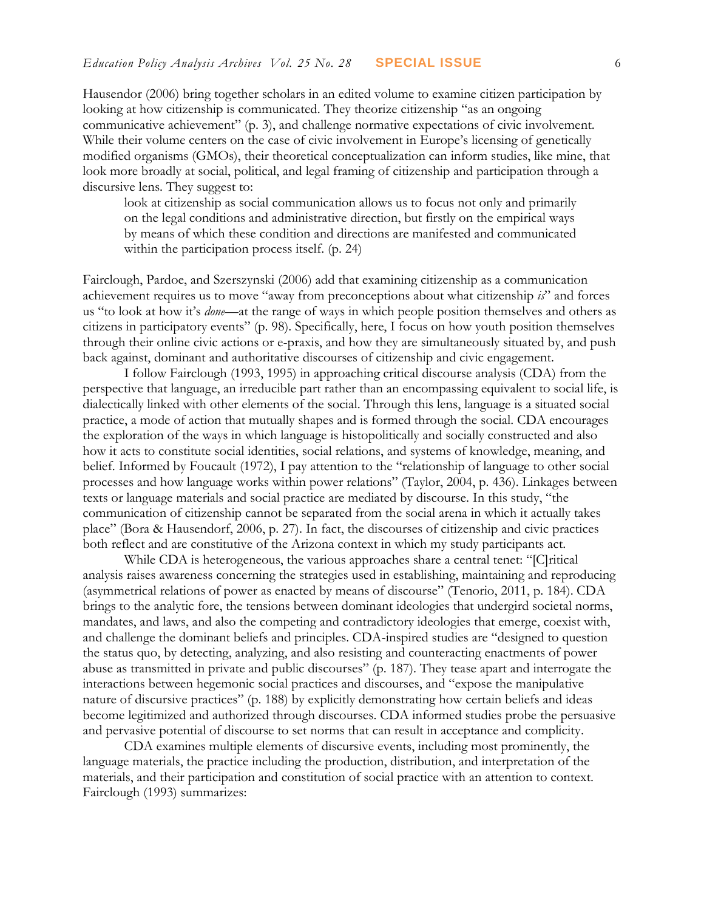Hausendor (2006) bring together scholars in an edited volume to examine citizen participation by looking at how citizenship is communicated. They theorize citizenship "as an ongoing communicative achievement" (p. 3), and challenge normative expectations of civic involvement. While their volume centers on the case of civic involvement in Europe's licensing of genetically modified organisms (GMOs), their theoretical conceptualization can inform studies, like mine, that look more broadly at social, political, and legal framing of citizenship and participation through a discursive lens. They suggest to:

> look at citizenship as social communication allows us to focus not only and primarily on the legal conditions and administrative direction, but firstly on the empirical ways by means of which these condition and directions are manifested and communicated within the participation process itself. (p. 24)

Fairclough, Pardoe, and Szerszynski (2006) add that examining citizenship as a communication achievement requires us to move "away from preconceptions about what citizenship *is*" and forces us "to look at how it's *done*—at the range of ways in which people position themselves and others as citizens in participatory events" (p. 98). Specifically, here, I focus on how youth position themselves through their online civic actions or e-praxis, and how they are simultaneously situated by, and push back against, dominant and authoritative discourses of citizenship and civic engagement.

I follow Fairclough (1993, 1995) in approaching critical discourse analysis (CDA) from the perspective that language, an irreducible part rather than an encompassing equivalent to social life, is dialectically linked with other elements of the social. Through this lens, language is a situated social practice, a mode of action that mutually shapes and is formed through the social. CDA encourages the exploration of the ways in which language is histopolitically and socially constructed and also how it acts to constitute social identities, social relations, and systems of knowledge, meaning, and belief. Informed by Foucault (1972), I pay attention to the "relationship of language to other social processes and how language works within power relations" (Taylor, 2004, p. 436). Linkages between texts or language materials and social practice are mediated by discourse. In this study, "the communication of citizenship cannot be separated from the social arena in which it actually takes place" (Bora & Hausendorf, 2006, p. 27). In fact, the discourses of citizenship and civic practices both reflect and are constitutive of the Arizona context in which my study participants act.

While CDA is heterogeneous, the various approaches share a central tenet: "[C]ritical analysis raises awareness concerning the strategies used in establishing, maintaining and reproducing (asymmetrical relations of power as enacted by means of discourse" (Tenorio, 2011, p. 184). CDA brings to the analytic fore, the tensions between dominant ideologies that undergird societal norms, mandates, and laws, and also the competing and contradictory ideologies that emerge, coexist with, and challenge the dominant beliefs and principles. CDA-inspired studies are "designed to question the status quo, by detecting, analyzing, and also resisting and counteracting enactments of power abuse as transmitted in private and public discourses" (p. 187). They tease apart and interrogate the interactions between hegemonic social practices and discourses, and "expose the manipulative nature of discursive practices" (p. 188) by explicitly demonstrating how certain beliefs and ideas become legitimized and authorized through discourses. CDA informed studies probe the persuasive and pervasive potential of discourse to set norms that can result in acceptance and complicity.

CDA examines multiple elements of discursive events, including most prominently, the language materials, the practice including the production, distribution, and interpretation of the materials, and their participation and constitution of social practice with an attention to context. Fairclough (1993) summarizes: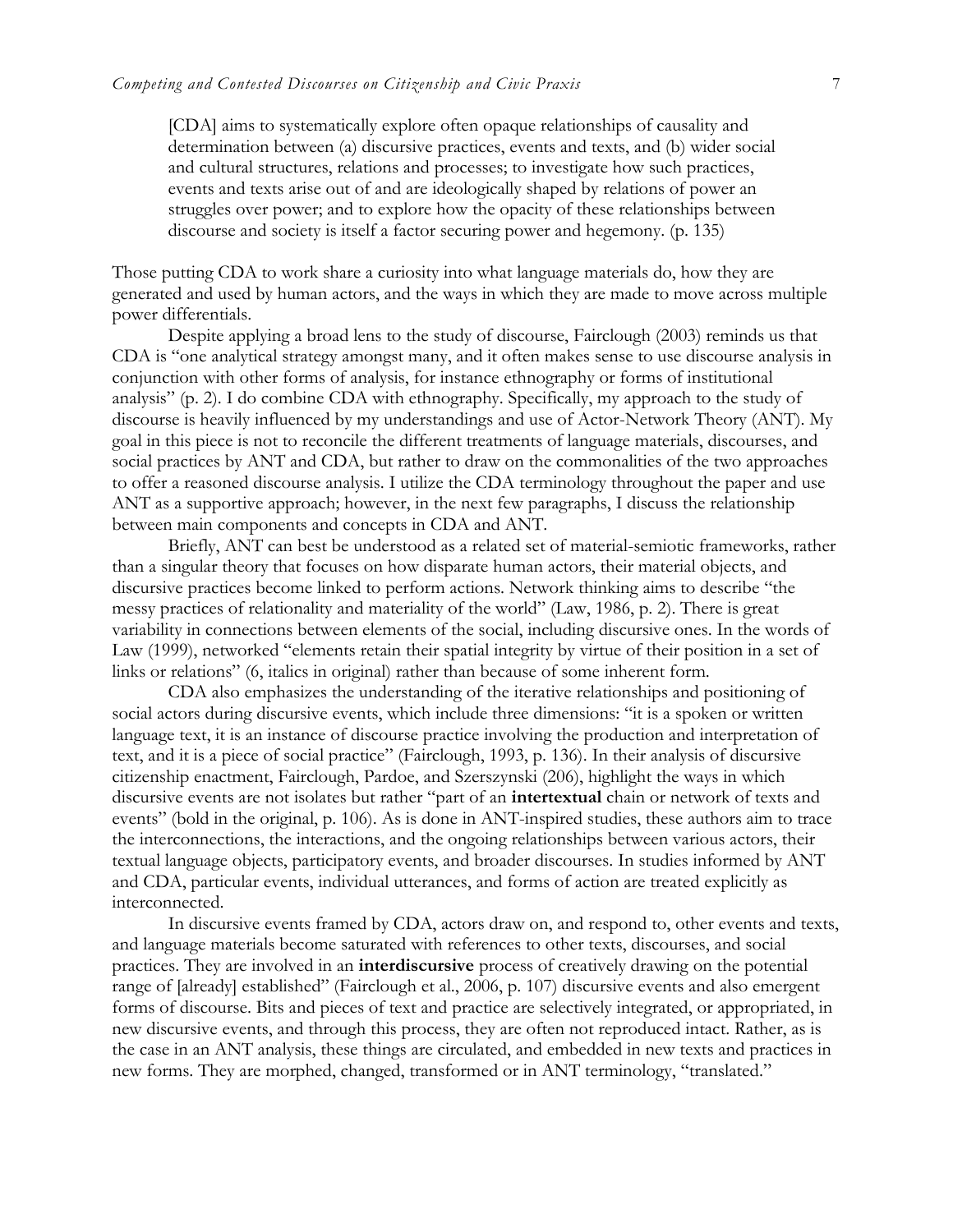> [CDA] aims to systematically explore often opaque relationships of causality and determination between (a) discursive practices, events and texts, and (b) wider social and cultural structures, relations and processes; to investigate how such practices, events and texts arise out of and are ideologically shaped by relations of power an struggles over power; and to explore how the opacity of these relationships between discourse and society is itself a factor securing power and hegemony. (p. 135)

Those putting CDA to work share a curiosity into what language materials do, how they are generated and used by human actors, and the ways in which they are made to move across multiple power differentials.

Despite applying a broad lens to the study of discourse, Fairclough (2003) reminds us that CDA is "one analytical strategy amongst many, and it often makes sense to use discourse analysis in conjunction with other forms of analysis, for instance ethnography or forms of institutional analysis" (p. 2). I do combine CDA with ethnography. Specifically, my approach to the study of discourse is heavily influenced by my understandings and use of Actor-Network Theory (ANT). My goal in this piece is not to reconcile the different treatments of language materials, discourses, and social practices by ANT and CDA, but rather to draw on the commonalities of the two approaches to offer a reasoned discourse analysis. I utilize the CDA terminology throughout the paper and use ANT as a supportive approach; however, in the next few paragraphs, I discuss the relationship between main components and concepts in CDA and ANT.

Briefly, ANT can best be understood as a related set of material-semiotic frameworks, rather than a singular theory that focuses on how disparate human actors, their material objects, and discursive practices become linked to perform actions. Network thinking aims to describe "the messy practices of relationality and materiality of the world" (Law, 1986, p. 2). There is great variability in connections between elements of the social, including discursive ones. In the words of Law (1999), networked "elements retain their spatial integrity by virtue of their position in a set of links or relations" (6, italics in original) rather than because of some inherent form.

CDA also emphasizes the understanding of the iterative relationships and positioning of social actors during discursive events, which include three dimensions: "it is a spoken or written language text, it is an instance of discourse practice involving the production and interpretation of text, and it is a piece of social practice" (Fairclough, 1993, p. 136). In their analysis of discursive citizenship enactment, Fairclough, Pardoe, and Szerszynski (206), highlight the ways in which discursive events are not isolates but rather "part of an **intertextual** chain or network of texts and events" (bold in the original, p. 106). As is done in ANT-inspired studies, these authors aim to trace the interconnections, the interactions, and the ongoing relationships between various actors, their textual language objects, participatory events, and broader discourses. In studies informed by ANT and CDA, particular events, individual utterances, and forms of action are treated explicitly as interconnected.

In discursive events framed by CDA, actors draw on, and respond to, other events and texts, and language materials become saturated with references to other texts, discourses, and social practices. They are involved in an **interdiscursive** process of creatively drawing on the potential range of [already] established" (Fairclough et al., 2006, p. 107) discursive events and also emergent forms of discourse. Bits and pieces of text and practice are selectively integrated, or appropriated, in new discursive events, and through this process, they are often not reproduced intact. Rather, as is the case in an ANT analysis, these things are circulated, and embedded in new texts and practices in new forms. They are morphed, changed, transformed or in ANT terminology, "translated."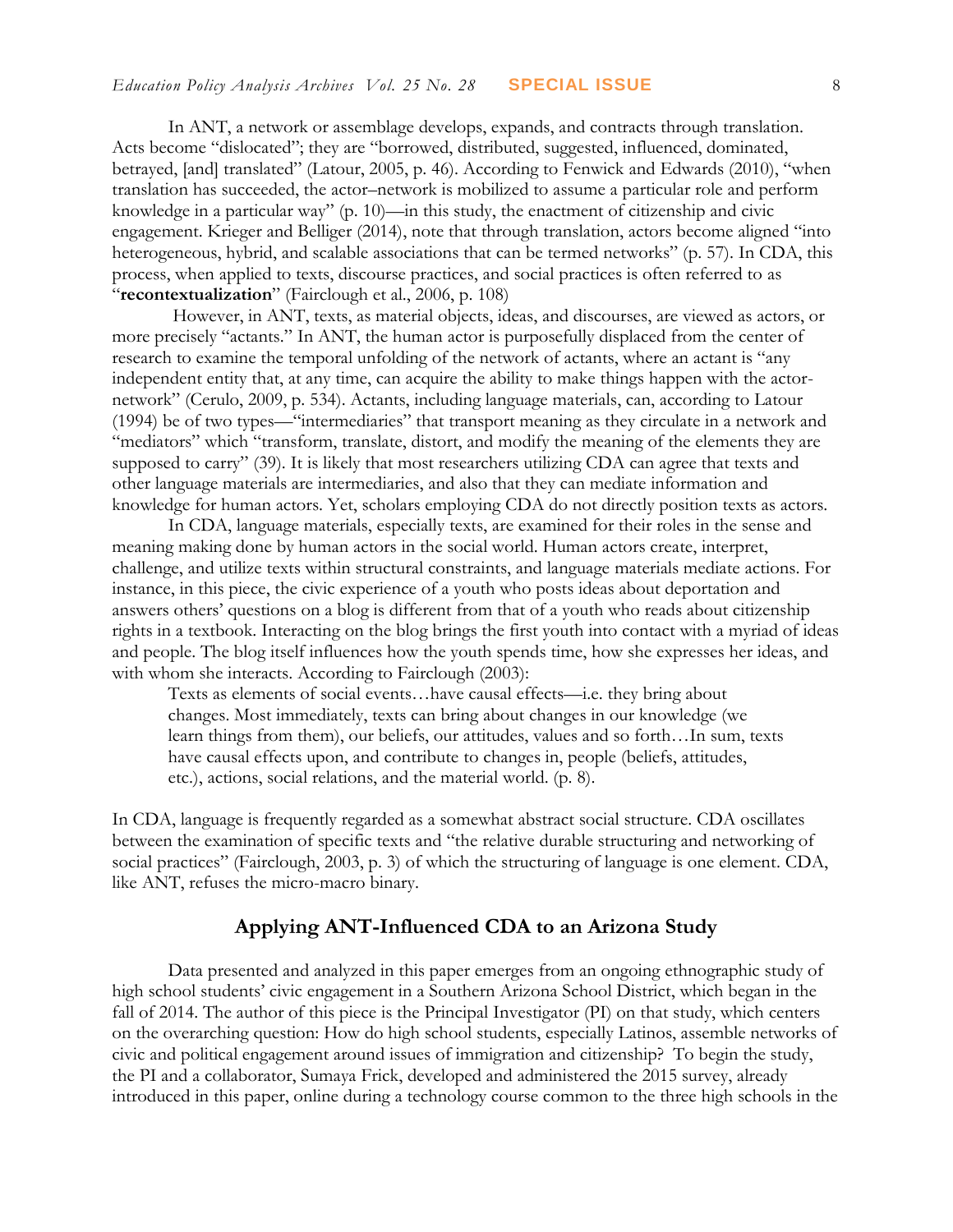In ANT, a network or assemblage develops, expands, and contracts through translation. Acts become "dislocated"; they are "borrowed, distributed, suggested, influenced, dominated, betrayed, [and] translated" (Latour, 2005, p. 46). According to Fenwick and Edwards (2010), "when translation has succeeded, the actor–network is mobilized to assume a particular role and perform knowledge in a particular way" (p. 10)—in this study, the enactment of citizenship and civic engagement. Krieger and Belliger (2014), note that through translation, actors become aligned "into heterogeneous, hybrid, and scalable associations that can be termed networks" (p. 57). In CDA, this process, when applied to texts, discourse practices, and social practices is often referred to as "**recontextualization**" (Fairclough et al., 2006, p. 108)

However, in ANT, texts, as material objects, ideas, and discourses, are viewed as actors, or more precisely "actants." In ANT, the human actor is purposefully displaced from the center of research to examine the temporal unfolding of the network of actants, where an actant is "any independent entity that, at any time, can acquire the ability to make things happen with the actor-network" (Cerulo, 2009, p. 534). Actants, including language materials, can, according to Latour (1994) be of two types—"intermediaries" that transport meaning as they circulate in a network and "mediators" which "transform, translate, distort, and modify the meaning of the elements they are supposed to carry" (39). It is likely that most researchers utilizing CDA can agree that texts and other language materials are intermediaries, and also that they can mediate information and knowledge for human actors. Yet, scholars employing CDA do not directly position texts as actors.

In CDA, language materials, especially texts, are examined for their roles in the sense and meaning making done by human actors in the social world. Human actors create, interpret, challenge, and utilize texts within structural constraints, and language materials mediate actions. For instance, in this piece, the civic experience of a youth who posts ideas about deportation and answers others' questions on a blog is different from that of a youth who reads about citizenship rights in a textbook. Interacting on the blog brings the first youth into contact with a myriad of ideas and people. The blog itself influences how the youth spends time, how she expresses her ideas, and with whom she interacts. According to Fairclough (2003):

> Texts as elements of social events…have causal effects—i.e. they bring about changes. Most immediately, texts can bring about changes in our knowledge (we learn things from them), our beliefs, our attitudes, values and so forth…In sum, texts have causal effects upon, and contribute to changes in, people (beliefs, attitudes, etc.), actions, social relations, and the material world. (p. 8).

In CDA, language is frequently regarded as a somewhat abstract social structure. CDA oscillates between the examination of specific texts and "the relative durable structuring and networking of social practices" (Fairclough, 2003, p. 3) of which the structuring of language is one element. CDA, like ANT, refuses the micro-macro binary.

## Applying ANT-Influenced CDA to an Arizona Study

Data presented and analyzed in this paper emerges from an ongoing ethnographic study of high school students' civic engagement in a Southern Arizona School District, which began in the fall of 2014. The author of this piece is the Principal Investigator (PI) on that study, which centers on the overarching question: How do high school students, especially Latinos, assemble networks of civic and political engagement around issues of immigration and citizenship? To begin the study, the PI and a collaborator, Sumaya Frick, developed and administered the 2015 survey, already introduced in this paper, online during a technology course common to the three high schools in the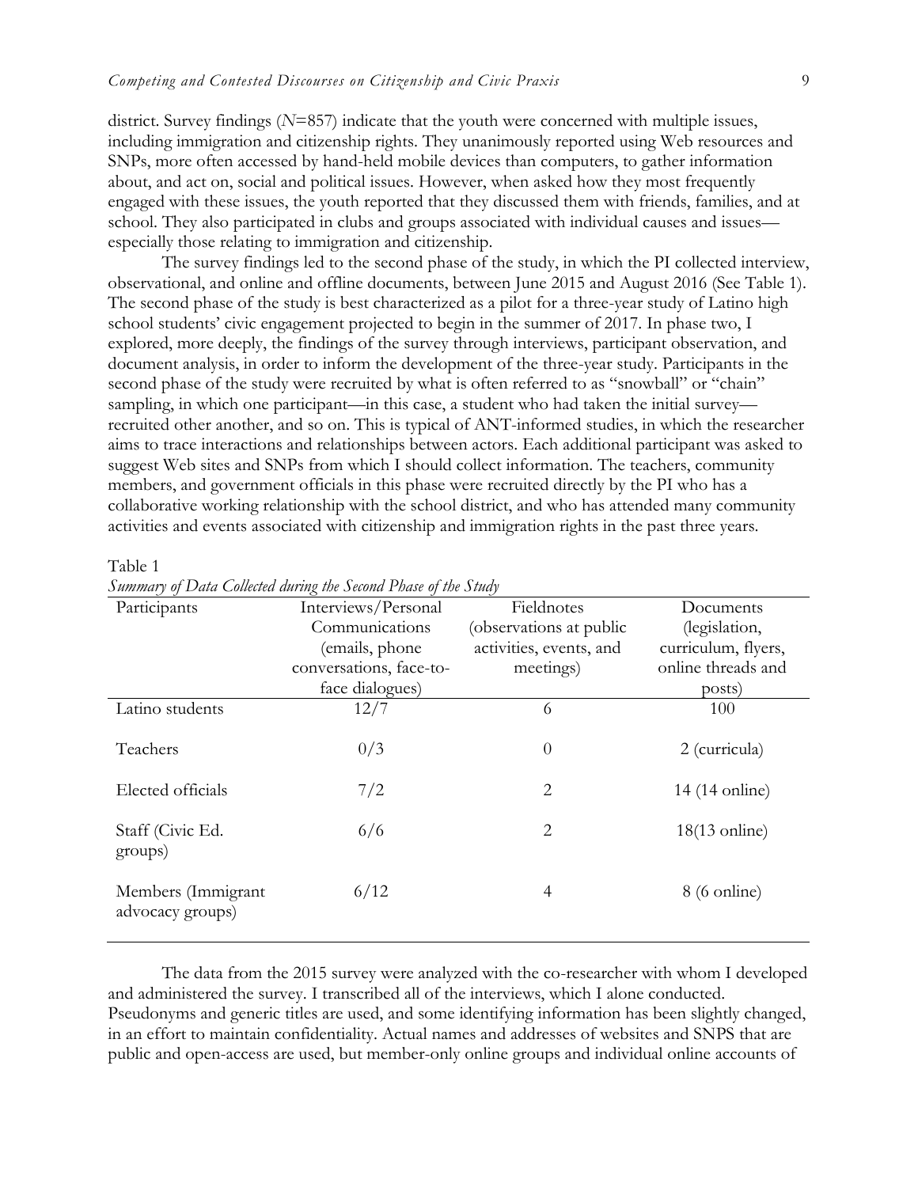district. Survey findings ($N$=857) indicate that the youth were concerned with multiple issues, including immigration and citizenship rights. They unanimously reported using Web resources and SNPs, more often accessed by hand-held mobile devices than computers, to gather information about, and act on, social and political issues. However, when asked how they most frequently engaged with these issues, the youth reported that they discussed them with friends, families, and at school. They also participated in clubs and groups associated with individual causes and issues—especially those relating to immigration and citizenship.

The survey findings led to the second phase of the study, in which the PI collected interview, observational, and online and offline documents, between June 2015 and August 2016 (See Table 1). The second phase of the study is best characterized as a pilot for a three-year study of Latino high school students' civic engagement projected to begin in the summer of 2017. In phase two, I explored, more deeply, the findings of the survey through interviews, participant observation, and document analysis, in order to inform the development of the three-year study. Participants in the second phase of the study were recruited by what is often referred to as "snowball" or "chain" sampling, in which one participant—in this case, a student who had taken the initial survey—recruited other another, and so on. This is typical of ANT-informed studies, in which the researcher aims to trace interactions and relationships between actors. Each additional participant was asked to suggest Web sites and SNPs from which I should collect information. The teachers, community members, and government officials in this phase were recruited directly by the PI who has a collaborative working relationship with the school district, and who has attended many community activities and events associated with citizenship and immigration rights in the past three years.

Table 1
*Summary of Data Collected during the Second Phase of the Study*

| Participants | Interviews/Personal Communications (emails, phone conversations, face-to-face dialogues) | Fieldnotes (observations at public activities, events, and meetings) | Documents (legislation, curriculum, flyers, online threads and posts) |
|---|---|---|---|
| Latino students | 12/7 | 6 | 100 |
| Teachers | 0/3 | 0 | 2 (curricula) |
| Elected officials | 7/2 | 2 | 14 (14 online) |
| Staff (Civic Ed. groups) | 6/6 | 2 | 18(13 online) |
| Members (Immigrant advocacy groups) | 6/12 | 4 | 8 (6 online) |

The data from the 2015 survey were analyzed with the co-researcher with whom I developed and administered the survey. I transcribed all of the interviews, which I alone conducted. Pseudonyms and generic titles are used, and some identifying information has been slightly changed, in an effort to maintain confidentiality. Actual names and addresses of websites and SNPS that are public and open-access are used, but member-only online groups and individual online accounts of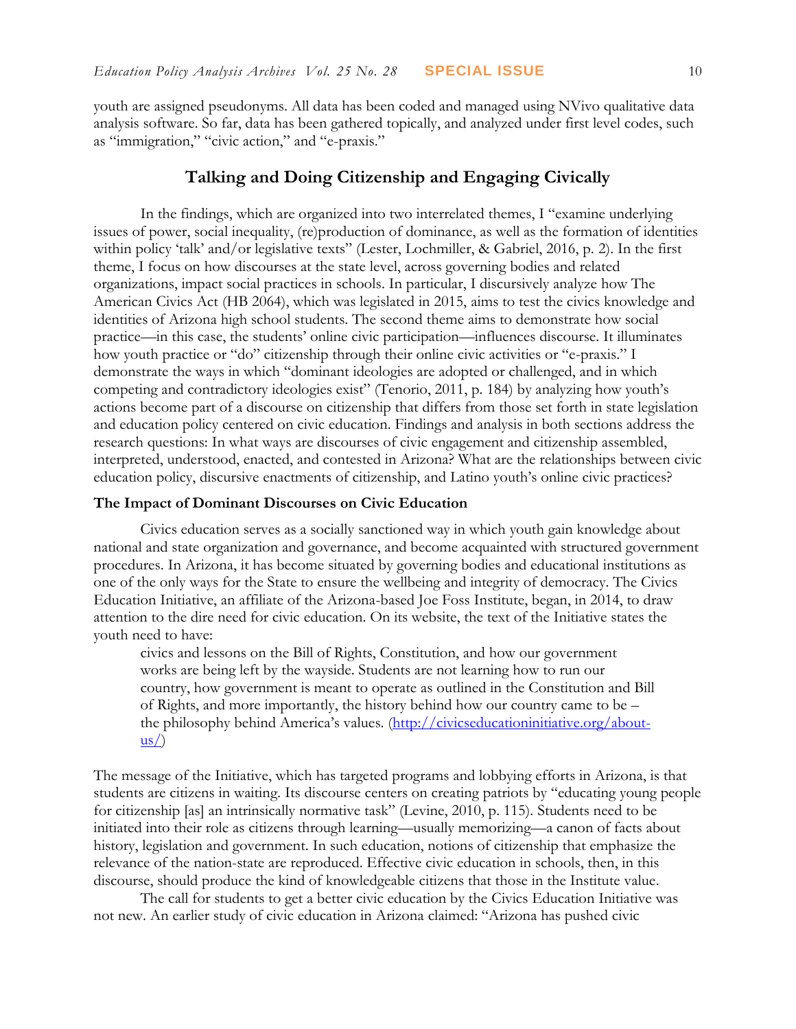youth are assigned pseudonyms. All data has been coded and managed using NVivo qualitative data analysis software. So far, data has been gathered topically, and analyzed under first level codes, such as "immigration," "civic action," and "e-praxis."

## Talking and Doing Citizenship and Engaging Civically

In the findings, which are organized into two interrelated themes, I "examine underlying issues of power, social inequality, (re)production of dominance, as well as the formation of identities within policy 'talk' and/or legislative texts" (Lester, Lochmiller, & Gabriel, 2016, p. 2). In the first theme, I focus on how discourses at the state level, across governing bodies and related organizations, impact social practices in schools. In particular, I discursively analyze how The American Civics Act (HB 2064), which was legislated in 2015, aims to test the civics knowledge and identities of Arizona high school students. The second theme aims to demonstrate how social practice—in this case, the students' online civic participation—influences discourse. It illuminates how youth practice or "do" citizenship through their online civic activities or "e-praxis." I demonstrate the ways in which "dominant ideologies are adopted or challenged, and in which competing and contradictory ideologies exist" (Tenorio, 2011, p. 184) by analyzing how youth's actions become part of a discourse on citizenship that differs from those set forth in state legislation and education policy centered on civic education. Findings and analysis in both sections address the research questions: In what ways are discourses of civic engagement and citizenship assembled, interpreted, understood, enacted, and contested in Arizona? What are the relationships between civic education policy, discursive enactments of citizenship, and Latino youth's online civic practices?

### The Impact of Dominant Discourses on Civic Education

Civics education serves as a socially sanctioned way in which youth gain knowledge about national and state organization and governance, and become acquainted with structured government procedures. In Arizona, it has become situated by governing bodies and educational institutions as one of the only ways for the State to ensure the wellbeing and integrity of democracy. The Civics Education Initiative, an affiliate of the Arizona-based Joe Foss Institute, began, in 2014, to draw attention to the dire need for civic education. On its website, the text of the Initiative states the youth need to have:

> civics and lessons on the Bill of Rights, Constitution, and how our government works are being left by the wayside. Students are not learning how to run our country, how government is meant to operate as outlined in the Constitution and Bill of Rights, and more importantly, the history behind how our country came to be – the philosophy behind America's values. (http://civicseducationinitiative.org/about-us/)

The message of the Initiative, which has targeted programs and lobbying efforts in Arizona, is that students are citizens in waiting. Its discourse centers on creating patriots by "educating young people for citizenship [as] an intrinsically normative task" (Levine, 2010, p. 115). Students need to be initiated into their role as citizens through learning—usually memorizing—a canon of facts about history, legislation and government. In such education, notions of citizenship that emphasize the relevance of the nation-state are reproduced. Effective civic education in schools, then, in this discourse, should produce the kind of knowledgeable citizens that those in the Institute value.

The call for students to get a better civic education by the Civics Education Initiative was not new. An earlier study of civic education in Arizona claimed: "Arizona has pushed civic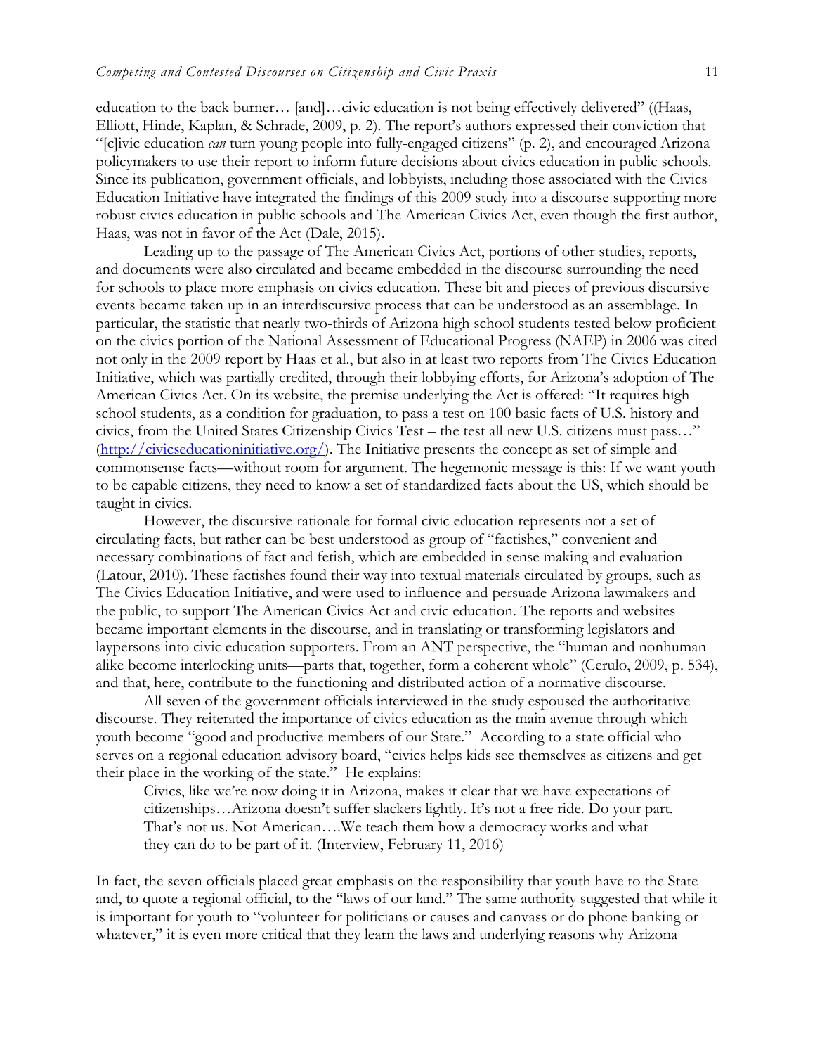education to the back burner… [and]…civic education is not being effectively delivered" ((Haas, Elliott, Hinde, Kaplan, & Schrade, 2009, p. 2). The report's authors expressed their conviction that "[c]ivic education *can* turn young people into fully-engaged citizens" (p. 2), and encouraged Arizona policymakers to use their report to inform future decisions about civics education in public schools. Since its publication, government officials, and lobbyists, including those associated with the Civics Education Initiative have integrated the findings of this 2009 study into a discourse supporting more robust civics education in public schools and The American Civics Act, even though the first author, Haas, was not in favor of the Act (Dale, 2015).

Leading up to the passage of The American Civics Act, portions of other studies, reports, and documents were also circulated and became embedded in the discourse surrounding the need for schools to place more emphasis on civics education. These bit and pieces of previous discursive events became taken up in an interdiscursive process that can be understood as an assemblage. In particular, the statistic that nearly two-thirds of Arizona high school students tested below proficient on the civics portion of the National Assessment of Educational Progress (NAEP) in 2006 was cited not only in the 2009 report by Haas et al., but also in at least two reports from The Civics Education Initiative, which was partially credited, through their lobbying efforts, for Arizona's adoption of The American Civics Act. On its website, the premise underlying the Act is offered: "It requires high school students, as a condition for graduation, to pass a test on 100 basic facts of U.S. history and civics, from the United States Citizenship Civics Test – the test all new U.S. citizens must pass…" (http://civicseducationinitiative.org/). The Initiative presents the concept as set of simple and commonsense facts—without room for argument. The hegemonic message is this: If we want youth to be capable citizens, they need to know a set of standardized facts about the US, which should be taught in civics.

However, the discursive rationale for formal civic education represents not a set of circulating facts, but rather can be best understood as group of "factishes," convenient and necessary combinations of fact and fetish, which are embedded in sense making and evaluation (Latour, 2010). These factishes found their way into textual materials circulated by groups, such as The Civics Education Initiative, and were used to influence and persuade Arizona lawmakers and the public, to support The American Civics Act and civic education. The reports and websites became important elements in the discourse, and in translating or transforming legislators and laypersons into civic education supporters. From an ANT perspective, the "human and nonhuman alike become interlocking units—parts that, together, form a coherent whole" (Cerulo, 2009, p. 534), and that, here, contribute to the functioning and distributed action of a normative discourse.

All seven of the government officials interviewed in the study espoused the authoritative discourse. They reiterated the importance of civics education as the main avenue through which youth become "good and productive members of our State." According to a state official who serves on a regional education advisory board, "civics helps kids see themselves as citizens and get their place in the working of the state." He explains:

> Civics, like we're now doing it in Arizona, makes it clear that we have expectations of citizenships…Arizona doesn't suffer slackers lightly. It's not a free ride. Do your part. That's not us. Not American….We teach them how a democracy works and what they can do to be part of it. (Interview, February 11, 2016)

In fact, the seven officials placed great emphasis on the responsibility that youth have to the State and, to quote a regional official, to the "laws of our land." The same authority suggested that while it is important for youth to "volunteer for politicians or causes and canvass or do phone banking or whatever," it is even more critical that they learn the laws and underlying reasons why Arizona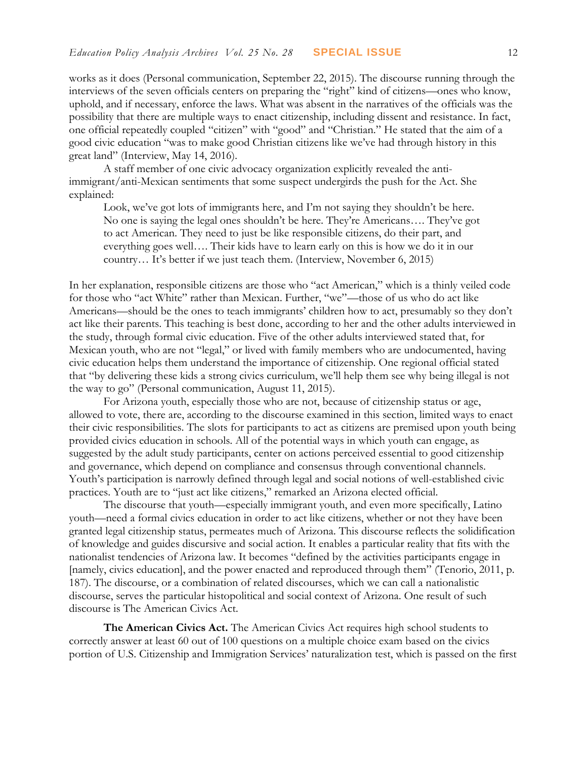works as it does (Personal communication, September 22, 2015). The discourse running through the interviews of the seven officials centers on preparing the "right" kind of citizens—ones who know, uphold, and if necessary, enforce the laws. What was absent in the narratives of the officials was the possibility that there are multiple ways to enact citizenship, including dissent and resistance. In fact, one official repeatedly coupled "citizen" with "good" and "Christian." He stated that the aim of a good civic education "was to make good Christian citizens like we've had through history in this great land" (Interview, May 14, 2016).

A staff member of one civic advocacy organization explicitly revealed the anti-immigrant/anti-Mexican sentiments that some suspect undergirds the push for the Act. She explained:

> Look, we've got lots of immigrants here, and I'm not saying they shouldn't be here. No one is saying the legal ones shouldn't be here. They're Americans…. They've got to act American. They need to just be like responsible citizens, do their part, and everything goes well…. Their kids have to learn early on this is how we do it in our country… It's better if we just teach them. (Interview, November 6, 2015)

In her explanation, responsible citizens are those who "act American," which is a thinly veiled code for those who "act White" rather than Mexican. Further, "we"—those of us who do act like Americans—should be the ones to teach immigrants' children how to act, presumably so they don't act like their parents. This teaching is best done, according to her and the other adults interviewed in the study, through formal civic education. Five of the other adults interviewed stated that, for Mexican youth, who are not "legal," or lived with family members who are undocumented, having civic education helps them understand the importance of citizenship. One regional official stated that "by delivering these kids a strong civics curriculum, we'll help them see why being illegal is not the way to go" (Personal communication, August 11, 2015).

For Arizona youth, especially those who are not, because of citizenship status or age, allowed to vote, there are, according to the discourse examined in this section, limited ways to enact their civic responsibilities. The slots for participants to act as citizens are premised upon youth being provided civics education in schools. All of the potential ways in which youth can engage, as suggested by the adult study participants, center on actions perceived essential to good citizenship and governance, which depend on compliance and consensus through conventional channels. Youth's participation is narrowly defined through legal and social notions of well-established civic practices. Youth are to "just act like citizens," remarked an Arizona elected official.

The discourse that youth—especially immigrant youth, and even more specifically, Latino youth—need a formal civics education in order to act like citizens, whether or not they have been granted legal citizenship status, permeates much of Arizona. This discourse reflects the solidification of knowledge and guides discursive and social action. It enables a particular reality that fits with the nationalist tendencies of Arizona law. It becomes "defined by the activities participants engage in [namely, civics education], and the power enacted and reproduced through them" (Tenorio, 2011, p. 187). The discourse, or a combination of related discourses, which we can call a nationalistic discourse, serves the particular histopolitical and social context of Arizona. One result of such discourse is The American Civics Act.

**The American Civics Act.** The American Civics Act requires high school students to correctly answer at least 60 out of 100 questions on a multiple choice exam based on the civics portion of U.S. Citizenship and Immigration Services' naturalization test, which is passed on the first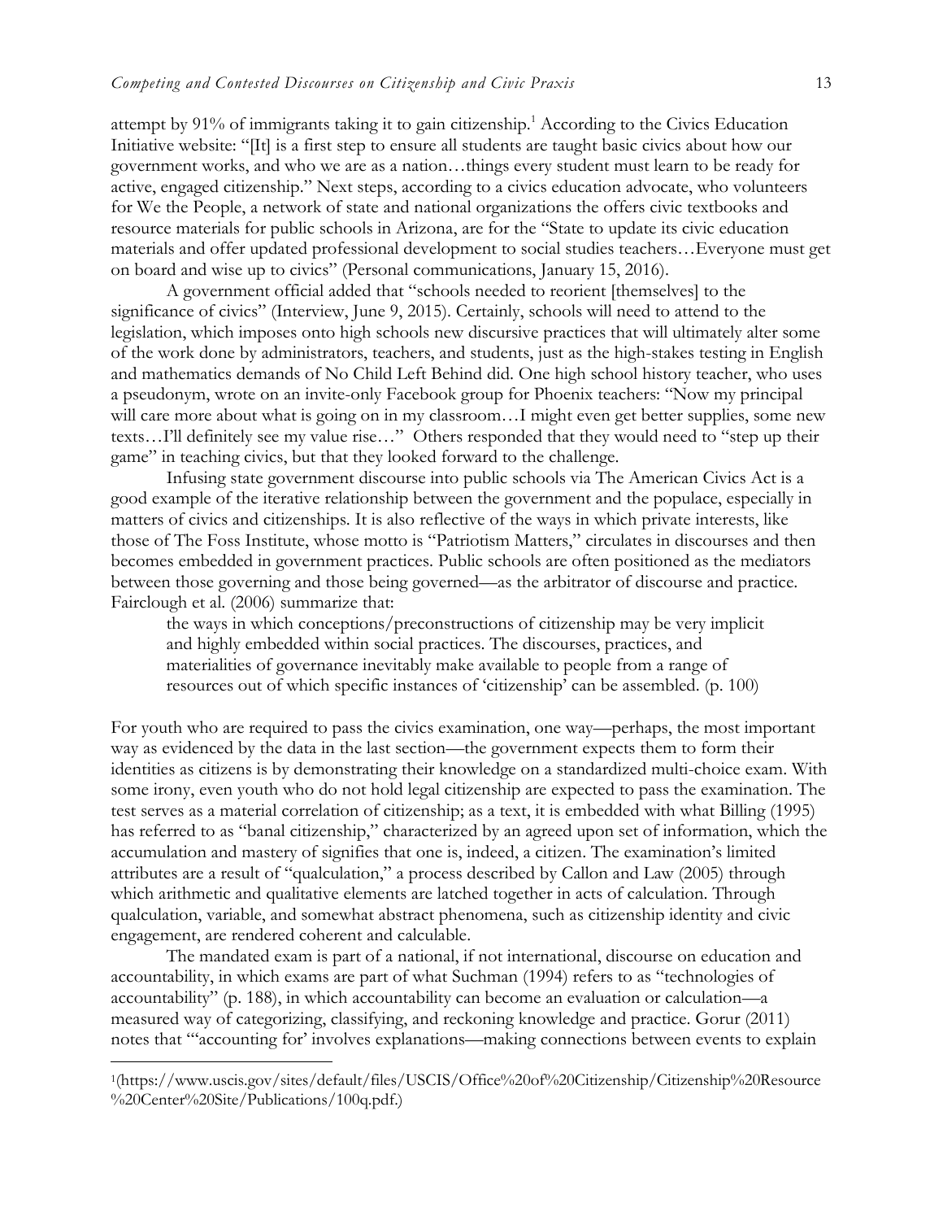attempt by 91% of immigrants taking it to gain citizenship.[1] According to the Civics Education Initiative website: "[It] is a first step to ensure all students are taught basic civics about how our government works, and who we are as a nation…things every student must learn to be ready for active, engaged citizenship." Next steps, according to a civics education advocate, who volunteers for We the People, a network of state and national organizations the offers civic textbooks and resource materials for public schools in Arizona, are for the "State to update its civic education materials and offer updated professional development to social studies teachers…Everyone must get on board and wise up to civics" (Personal communications, January 15, 2016).

A government official added that "schools needed to reorient [themselves] to the significance of civics" (Interview, June 9, 2015). Certainly, schools will need to attend to the legislation, which imposes onto high schools new discursive practices that will ultimately alter some of the work done by administrators, teachers, and students, just as the high-stakes testing in English and mathematics demands of No Child Left Behind did. One high school history teacher, who uses a pseudonym, wrote on an invite-only Facebook group for Phoenix teachers: "Now my principal will care more about what is going on in my classroom…I might even get better supplies, some new texts…I'll definitely see my value rise…" Others responded that they would need to "step up their game" in teaching civics, but that they looked forward to the challenge.

Infusing state government discourse into public schools via The American Civics Act is a good example of the iterative relationship between the government and the populace, especially in matters of civics and citizenships. It is also reflective of the ways in which private interests, like those of The Foss Institute, whose motto is "Patriotism Matters," circulates in discourses and then becomes embedded in government practices. Public schools are often positioned as the mediators between those governing and those being governed—as the arbitrator of discourse and practice. Fairclough et al. (2006) summarize that:

> the ways in which conceptions/preconstructions of citizenship may be very implicit and highly embedded within social practices. The discourses, practices, and materialities of governance inevitably make available to people from a range of resources out of which specific instances of 'citizenship' can be assembled. (p. 100)

For youth who are required to pass the civics examination, one way—perhaps, the most important way as evidenced by the data in the last section—the government expects them to form their identities as citizens is by demonstrating their knowledge on a standardized multi-choice exam. With some irony, even youth who do not hold legal citizenship are expected to pass the examination. The test serves as a material correlation of citizenship; as a text, it is embedded with what Billing (1995) has referred to as "banal citizenship," characterized by an agreed upon set of information, which the accumulation and mastery of signifies that one is, indeed, a citizen. The examination's limited attributes are a result of "qualculation," a process described by Callon and Law (2005) through which arithmetic and qualitative elements are latched together in acts of calculation. Through qualculation, variable, and somewhat abstract phenomena, such as citizenship identity and civic engagement, are rendered coherent and calculable.

The mandated exam is part of a national, if not international, discourse on education and accountability, in which exams are part of what Suchman (1994) refers to as "technologies of accountability" (p. 188), in which accountability can become an evaluation or calculation—a measured way of categorizing, classifying, and reckoning knowledge and practice. Gorur (2011) notes that "'accounting for' involves explanations—making connections between events to explain

---

[1](https://www.uscis.gov/sites/default/files/USCIS/Office%20of%20Citizenship/Citizenship%20Resource%20Center%20Site/Publications/100q.pdf.)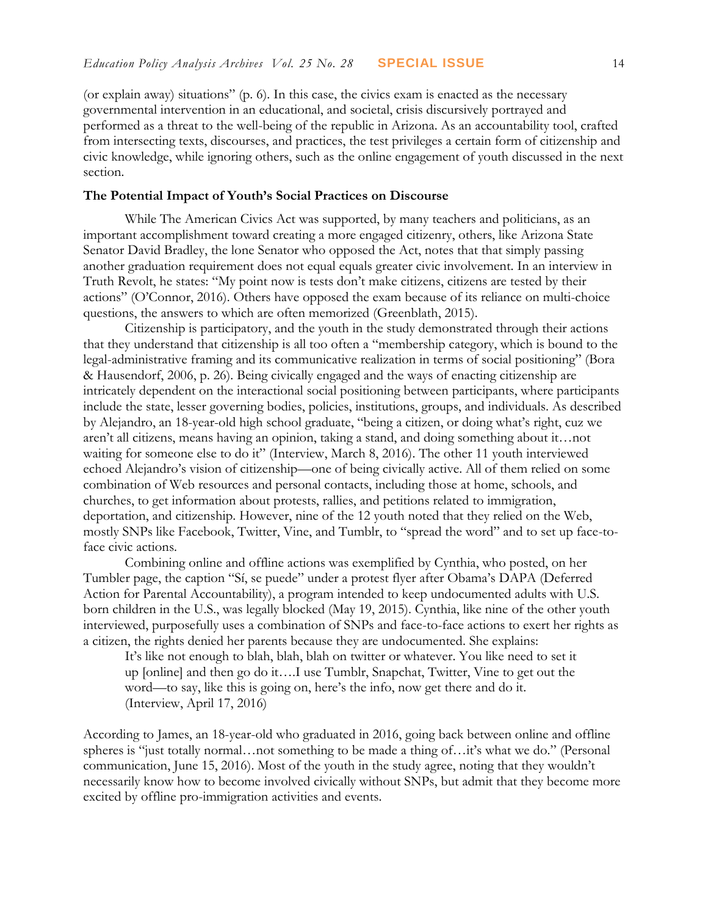(or explain away) situations" (p. 6). In this case, the civics exam is enacted as the necessary governmental intervention in an educational, and societal, crisis discursively portrayed and performed as a threat to the well-being of the republic in Arizona. As an accountability tool, crafted from intersecting texts, discourses, and practices, the test privileges a certain form of citizenship and civic knowledge, while ignoring others, such as the online engagement of youth discussed in the next section.

**The Potential Impact of Youth's Social Practices on Discourse**

While The American Civics Act was supported, by many teachers and politicians, as an important accomplishment toward creating a more engaged citizenry, others, like Arizona State Senator David Bradley, the lone Senator who opposed the Act, notes that that simply passing another graduation requirement does not equal equals greater civic involvement. In an interview in Truth Revolt, he states: "My point now is tests don't make citizens, citizens are tested by their actions" (O'Connor, 2016). Others have opposed the exam because of its reliance on multi-choice questions, the answers to which are often memorized (Greenblath, 2015).

Citizenship is participatory, and the youth in the study demonstrated through their actions that they understand that citizenship is all too often a "membership category, which is bound to the legal-administrative framing and its communicative realization in terms of social positioning" (Bora & Hausendorf, 2006, p. 26). Being civically engaged and the ways of enacting citizenship are intricately dependent on the interactional social positioning between participants, where participants include the state, lesser governing bodies, policies, institutions, groups, and individuals. As described by Alejandro, an 18-year-old high school graduate, "being a citizen, or doing what's right, cuz we aren't all citizens, means having an opinion, taking a stand, and doing something about it…not waiting for someone else to do it" (Interview, March 8, 2016). The other 11 youth interviewed echoed Alejandro's vision of citizenship—one of being civically active. All of them relied on some combination of Web resources and personal contacts, including those at home, schools, and churches, to get information about protests, rallies, and petitions related to immigration, deportation, and citizenship. However, nine of the 12 youth noted that they relied on the Web, mostly SNPs like Facebook, Twitter, Vine, and Tumblr, to "spread the word" and to set up face-to-face civic actions.

Combining online and offline actions was exemplified by Cynthia, who posted, on her Tumbler page, the caption "Sí, se puede" under a protest flyer after Obama's DAPA (Deferred Action for Parental Accountability), a program intended to keep undocumented adults with U.S. born children in the U.S., was legally blocked (May 19, 2015). Cynthia, like nine of the other youth interviewed, purposefully uses a combination of SNPs and face-to-face actions to exert her rights as a citizen, the rights denied her parents because they are undocumented. She explains:

> It's like not enough to blah, blah, blah on twitter or whatever. You like need to set it up [online] and then go do it….I use Tumblr, Snapchat, Twitter, Vine to get out the word—to say, like this is going on, here's the info, now get there and do it. (Interview, April 17, 2016)

According to James, an 18-year-old who graduated in 2016, going back between online and offline spheres is "just totally normal…not something to be made a thing of…it's what we do." (Personal communication, June 15, 2016). Most of the youth in the study agree, noting that they wouldn't necessarily know how to become involved civically without SNPs, but admit that they become more excited by offline pro-immigration activities and events.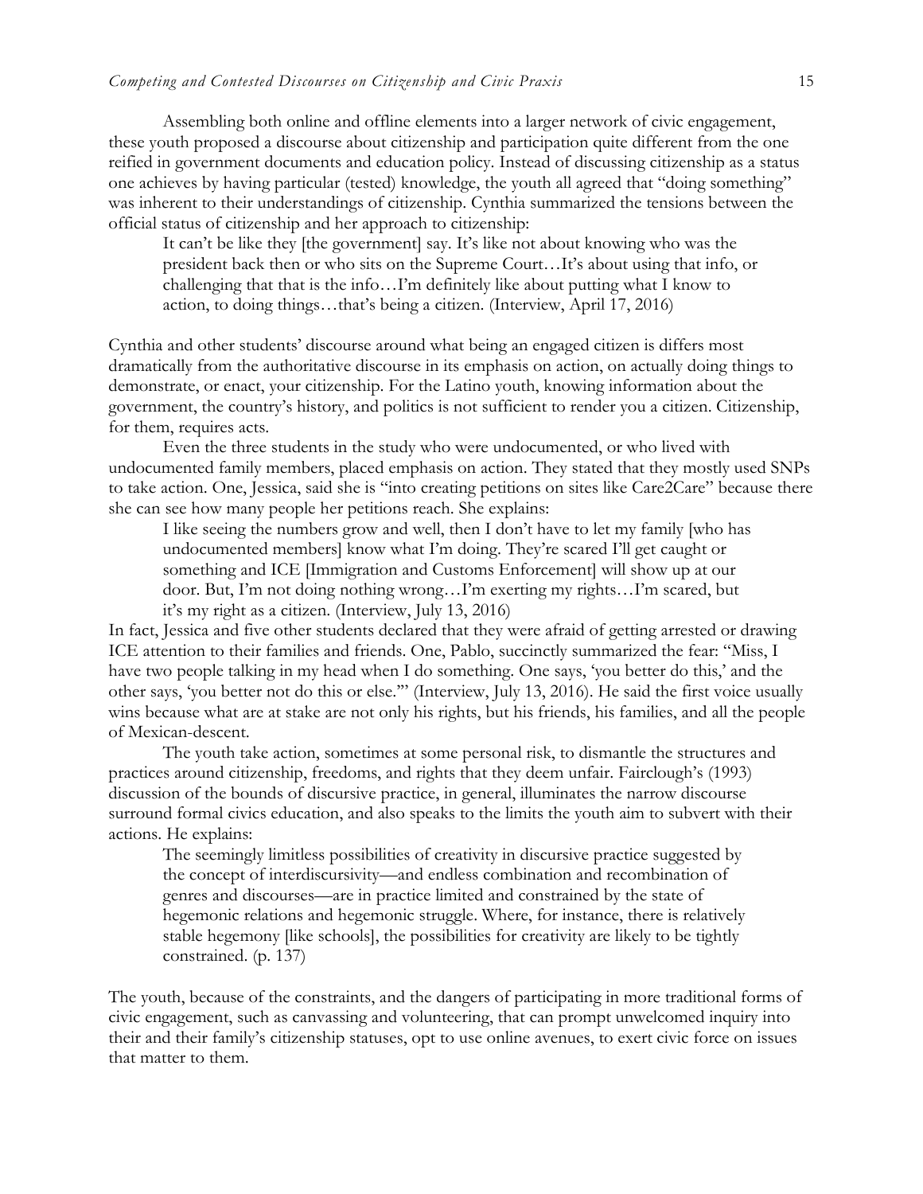Assembling both online and offline elements into a larger network of civic engagement, these youth proposed a discourse about citizenship and participation quite different from the one reified in government documents and education policy. Instead of discussing citizenship as a status one achieves by having particular (tested) knowledge, the youth all agreed that "doing something" was inherent to their understandings of citizenship. Cynthia summarized the tensions between the official status of citizenship and her approach to citizenship:

> It can't be like they [the government] say. It's like not about knowing who was the president back then or who sits on the Supreme Court…It's about using that info, or challenging that that is the info…I'm definitely like about putting what I know to action, to doing things…that's being a citizen. (Interview, April 17, 2016)

Cynthia and other students' discourse around what being an engaged citizen is differs most dramatically from the authoritative discourse in its emphasis on action, on actually doing things to demonstrate, or enact, your citizenship. For the Latino youth, knowing information about the government, the country's history, and politics is not sufficient to render you a citizen. Citizenship, for them, requires acts.

Even the three students in the study who were undocumented, or who lived with undocumented family members, placed emphasis on action. They stated that they mostly used SNPs to take action. One, Jessica, said she is "into creating petitions on sites like Care2Care" because there she can see how many people her petitions reach. She explains:

> I like seeing the numbers grow and well, then I don't have to let my family [who has undocumented members] know what I'm doing. They're scared I'll get caught or something and ICE [Immigration and Customs Enforcement] will show up at our door. But, I'm not doing nothing wrong…I'm exerting my rights…I'm scared, but it's my right as a citizen. (Interview, July 13, 2016)

In fact, Jessica and five other students declared that they were afraid of getting arrested or drawing ICE attention to their families and friends. One, Pablo, succinctly summarized the fear: "Miss, I have two people talking in my head when I do something. One says, 'you better do this,' and the other says, 'you better not do this or else.'" (Interview, July 13, 2016). He said the first voice usually wins because what are at stake are not only his rights, but his friends, his families, and all the people of Mexican-descent.

The youth take action, sometimes at some personal risk, to dismantle the structures and practices around citizenship, freedoms, and rights that they deem unfair. Fairclough's (1993) discussion of the bounds of discursive practice, in general, illuminates the narrow discourse surround formal civics education, and also speaks to the limits the youth aim to subvert with their actions. He explains:

> The seemingly limitless possibilities of creativity in discursive practice suggested by the concept of interdiscursivity—and endless combination and recombination of genres and discourses—are in practice limited and constrained by the state of hegemonic relations and hegemonic struggle. Where, for instance, there is relatively stable hegemony [like schools], the possibilities for creativity are likely to be tightly constrained. (p. 137)

The youth, because of the constraints, and the dangers of participating in more traditional forms of civic engagement, such as canvassing and volunteering, that can prompt unwelcomed inquiry into their and their family's citizenship statuses, opt to use online avenues, to exert civic force on issues that matter to them.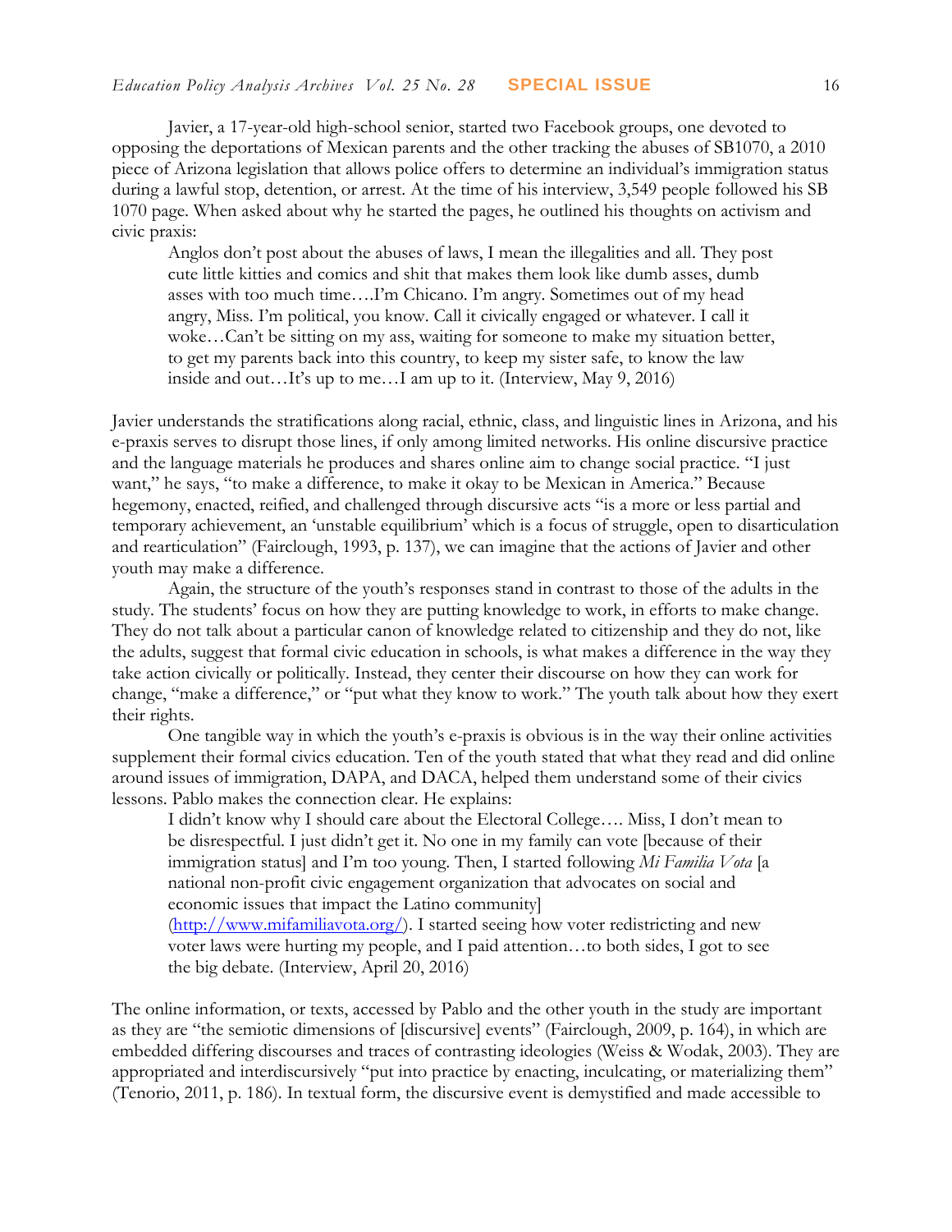Javier, a 17-year-old high-school senior, started two Facebook groups, one devoted to opposing the deportations of Mexican parents and the other tracking the abuses of SB1070, a 2010 piece of Arizona legislation that allows police offers to determine an individual's immigration status during a lawful stop, detention, or arrest. At the time of his interview, 3,549 people followed his SB 1070 page. When asked about why he started the pages, he outlined his thoughts on activism and civic praxis:

> Anglos don't post about the abuses of laws, I mean the illegalities and all. They post cute little kitties and comics and shit that makes them look like dumb asses, dumb asses with too much time….I'm Chicano. I'm angry. Sometimes out of my head angry, Miss. I'm political, you know. Call it civically engaged or whatever. I call it woke…Can't be sitting on my ass, waiting for someone to make my situation better, to get my parents back into this country, to keep my sister safe, to know the law inside and out…It's up to me…I am up to it. (Interview, May 9, 2016)

Javier understands the stratifications along racial, ethnic, class, and linguistic lines in Arizona, and his e-praxis serves to disrupt those lines, if only among limited networks. His online discursive practice and the language materials he produces and shares online aim to change social practice. "I just want," he says, "to make a difference, to make it okay to be Mexican in America." Because hegemony, enacted, reified, and challenged through discursive acts "is a more or less partial and temporary achievement, an 'unstable equilibrium' which is a focus of struggle, open to disarticulation and rearticulation" (Fairclough, 1993, p. 137), we can imagine that the actions of Javier and other youth may make a difference.

Again, the structure of the youth's responses stand in contrast to those of the adults in the study. The students' focus on how they are putting knowledge to work, in efforts to make change. They do not talk about a particular canon of knowledge related to citizenship and they do not, like the adults, suggest that formal civic education in schools, is what makes a difference in the way they take action civically or politically. Instead, they center their discourse on how they can work for change, "make a difference," or "put what they know to work." The youth talk about how they exert their rights.

One tangible way in which the youth's e-praxis is obvious is in the way their online activities supplement their formal civics education. Ten of the youth stated that what they read and did online around issues of immigration, DAPA, and DACA, helped them understand some of their civics lessons. Pablo makes the connection clear. He explains:

> I didn't know why I should care about the Electoral College…. Miss, I don't mean to be disrespectful. I just didn't get it. No one in my family can vote [because of their immigration status] and I'm too young. Then, I started following *Mi Familia Vota* [a national non-profit civic engagement organization that advocates on social and economic issues that impact the Latino community] (http://www.mifamiliavota.org/). I started seeing how voter redistricting and new voter laws were hurting my people, and I paid attention…to both sides, I got to see the big debate. (Interview, April 20, 2016)

The online information, or texts, accessed by Pablo and the other youth in the study are important as they are "the semiotic dimensions of [discursive] events" (Fairclough, 2009, p. 164), in which are embedded differing discourses and traces of contrasting ideologies (Weiss & Wodak, 2003). They are appropriated and interdiscursively "put into practice by enacting, inculcating, or materializing them" (Tenorio, 2011, p. 186). In textual form, the discursive event is demystified and made accessible to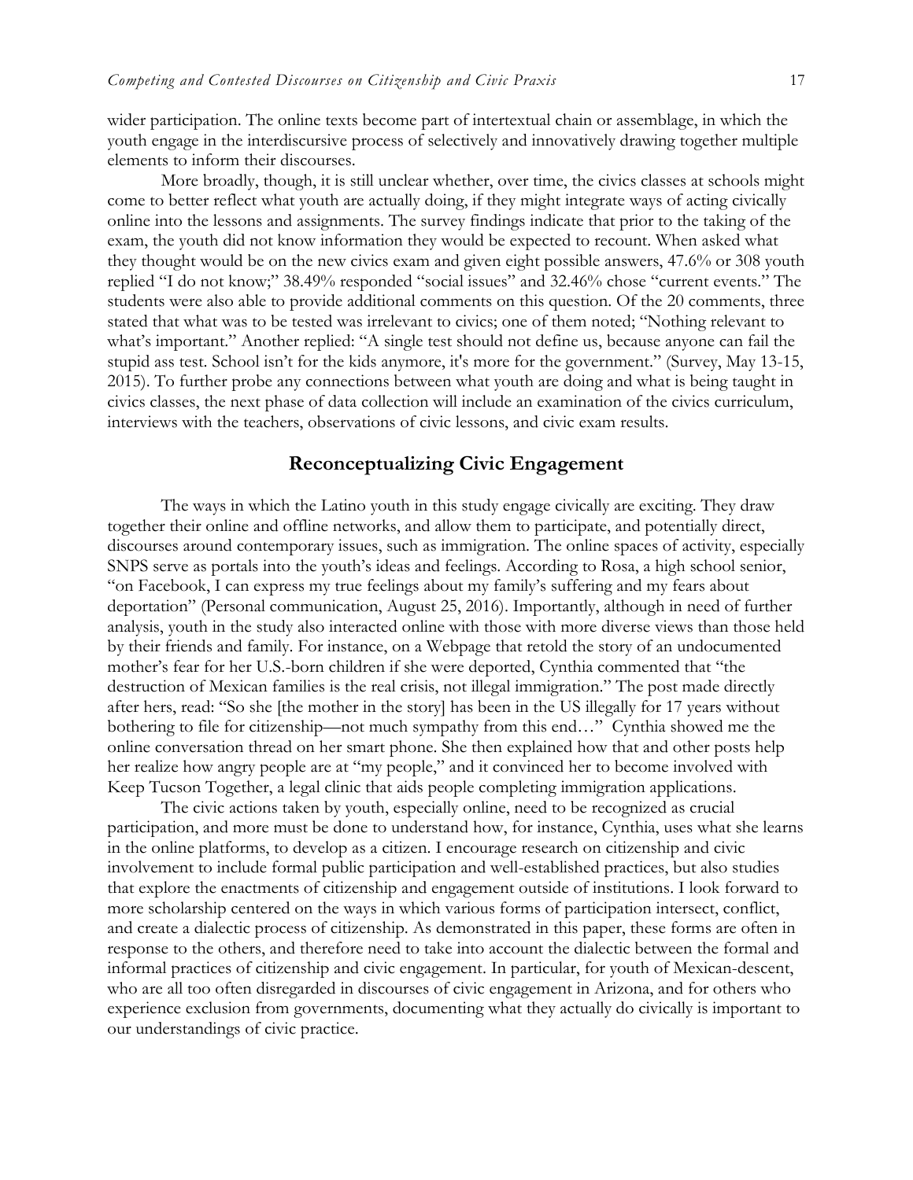wider participation. The online texts become part of intertextual chain or assemblage, in which the youth engage in the interdiscursive process of selectively and innovatively drawing together multiple elements to inform their discourses.

More broadly, though, it is still unclear whether, over time, the civics classes at schools might come to better reflect what youth are actually doing, if they might integrate ways of acting civically online into the lessons and assignments. The survey findings indicate that prior to the taking of the exam, the youth did not know information they would be expected to recount. When asked what they thought would be on the new civics exam and given eight possible answers, 47.6% or 308 youth replied "I do not know;" 38.49% responded "social issues" and 32.46% chose "current events." The students were also able to provide additional comments on this question. Of the 20 comments, three stated that what was to be tested was irrelevant to civics; one of them noted; "Nothing relevant to what's important." Another replied: "A single test should not define us, because anyone can fail the stupid ass test. School isn't for the kids anymore, it's more for the government." (Survey, May 13-15, 2015). To further probe any connections between what youth are doing and what is being taught in civics classes, the next phase of data collection will include an examination of the civics curriculum, interviews with the teachers, observations of civic lessons, and civic exam results.

## Reconceptualizing Civic Engagement

The ways in which the Latino youth in this study engage civically are exciting. They draw together their online and offline networks, and allow them to participate, and potentially direct, discourses around contemporary issues, such as immigration. The online spaces of activity, especially SNPS serve as portals into the youth's ideas and feelings. According to Rosa, a high school senior, "on Facebook, I can express my true feelings about my family's suffering and my fears about deportation" (Personal communication, August 25, 2016). Importantly, although in need of further analysis, youth in the study also interacted online with those with more diverse views than those held by their friends and family. For instance, on a Webpage that retold the story of an undocumented mother's fear for her U.S.-born children if she were deported, Cynthia commented that "the destruction of Mexican families is the real crisis, not illegal immigration." The post made directly after hers, read: "So she [the mother in the story] has been in the US illegally for 17 years without bothering to file for citizenship—not much sympathy from this end…" Cynthia showed me the online conversation thread on her smart phone. She then explained how that and other posts help her realize how angry people are at "my people," and it convinced her to become involved with Keep Tucson Together, a legal clinic that aids people completing immigration applications.

The civic actions taken by youth, especially online, need to be recognized as crucial participation, and more must be done to understand how, for instance, Cynthia, uses what she learns in the online platforms, to develop as a citizen. I encourage research on citizenship and civic involvement to include formal public participation and well-established practices, but also studies that explore the enactments of citizenship and engagement outside of institutions. I look forward to more scholarship centered on the ways in which various forms of participation intersect, conflict, and create a dialectic process of citizenship. As demonstrated in this paper, these forms are often in response to the others, and therefore need to take into account the dialectic between the formal and informal practices of citizenship and civic engagement. In particular, for youth of Mexican-descent, who are all too often disregarded in discourses of civic engagement in Arizona, and for others who experience exclusion from governments, documenting what they actually do civically is important to our understandings of civic practice.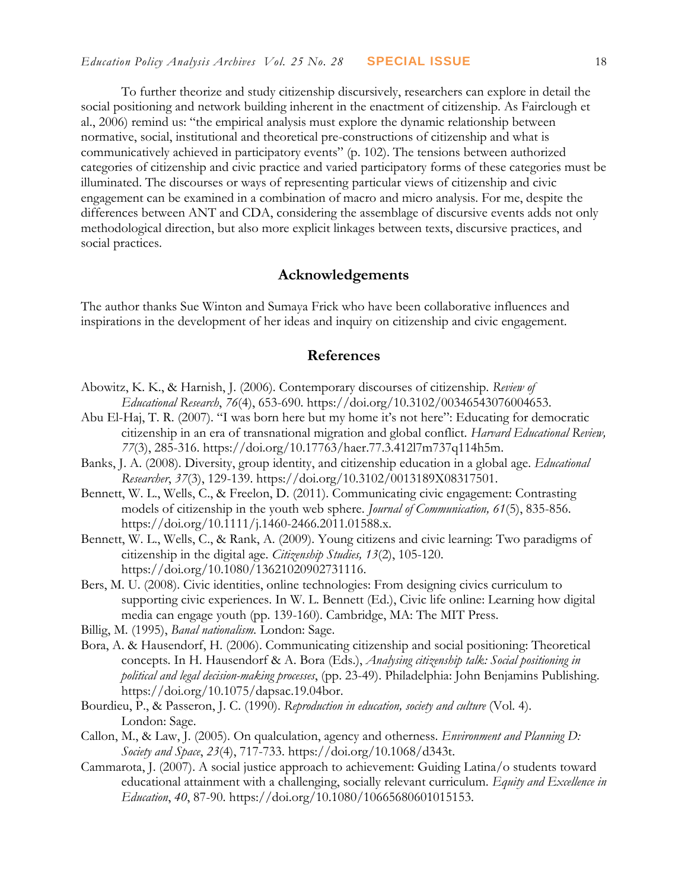To further theorize and study citizenship discursively, researchers can explore in detail the social positioning and network building inherent in the enactment of citizenship. As Fairclough et al., 2006) remind us: "the empirical analysis must explore the dynamic relationship between normative, social, institutional and theoretical pre-constructions of citizenship and what is communicatively achieved in participatory events" (p. 102). The tensions between authorized categories of citizenship and civic practice and varied participatory forms of these categories must be illuminated. The discourses or ways of representing particular views of citizenship and civic engagement can be examined in a combination of macro and micro analysis. For me, despite the differences between ANT and CDA, considering the assemblage of discursive events adds not only methodological direction, but also more explicit linkages between texts, discursive practices, and social practices.

## Acknowledgements

The author thanks Sue Winton and Sumaya Frick who have been collaborative influences and inspirations in the development of her ideas and inquiry on citizenship and civic engagement.

## References

Abowitz, K. K., & Harnish, J. (2006). Contemporary discourses of citizenship. *Review of Educational Research*, *76*(4), 653-690. https://doi.org/10.3102/00346543076004653.

Abu El-Haj, T. R. (2007). "I was born here but my home it's not here": Educating for democratic citizenship in an era of transnational migration and global conflict. *Harvard Educational Review, 77*(3), 285-316. https://doi.org/10.17763/haer.77.3.412l7m737q114h5m.

Banks, J. A. (2008). Diversity, group identity, and citizenship education in a global age. *Educational Researcher*, *37*(3), 129-139. https://doi.org/10.3102/0013189X08317501.

Bennett, W. L., Wells, C., & Freelon, D. (2011). Communicating civic engagement: Contrasting models of citizenship in the youth web sphere. *Journal of Communication, 61*(5), 835-856. https://doi.org/10.1111/j.1460-2466.2011.01588.x.

Bennett, W. L., Wells, C., & Rank, A. (2009). Young citizens and civic learning: Two paradigms of citizenship in the digital age. *Citizenship Studies, 13*(2), 105-120. https://doi.org/10.1080/13621020902731116.

Bers, M. U. (2008). Civic identities, online technologies: From designing civics curriculum to supporting civic experiences. In W. L. Bennett (Ed.), Civic life online: Learning how digital media can engage youth (pp. 139-160). Cambridge, MA: The MIT Press.

Billig, M. (1995), *Banal nationalism.* London: Sage.

Bora, A. & Hausendorf, H. (2006). Communicating citizenship and social positioning: Theoretical concepts. In H. Hausendorf & A. Bora (Eds.), *Analysing citizenship talk: Social positioning in political and legal decision-making processes*, (pp. 23-49). Philadelphia: John Benjamins Publishing. https://doi.org/10.1075/dapsac.19.04bor.

Bourdieu, P., & Passeron, J. C. (1990). *Reproduction in education, society and culture* (Vol. 4). London: Sage.

Callon, M., & Law, J. (2005). On qualculation, agency and otherness. *Environment and Planning D: Society and Space*, *23*(4), 717-733. https://doi.org/10.1068/d343t.

Cammarota, J. (2007). A social justice approach to achievement: Guiding Latina/o students toward educational attainment with a challenging, socially relevant curriculum. *Equity and Excellence in Education*, *40*, 87-90. https://doi.org/10.1080/10665680601015153.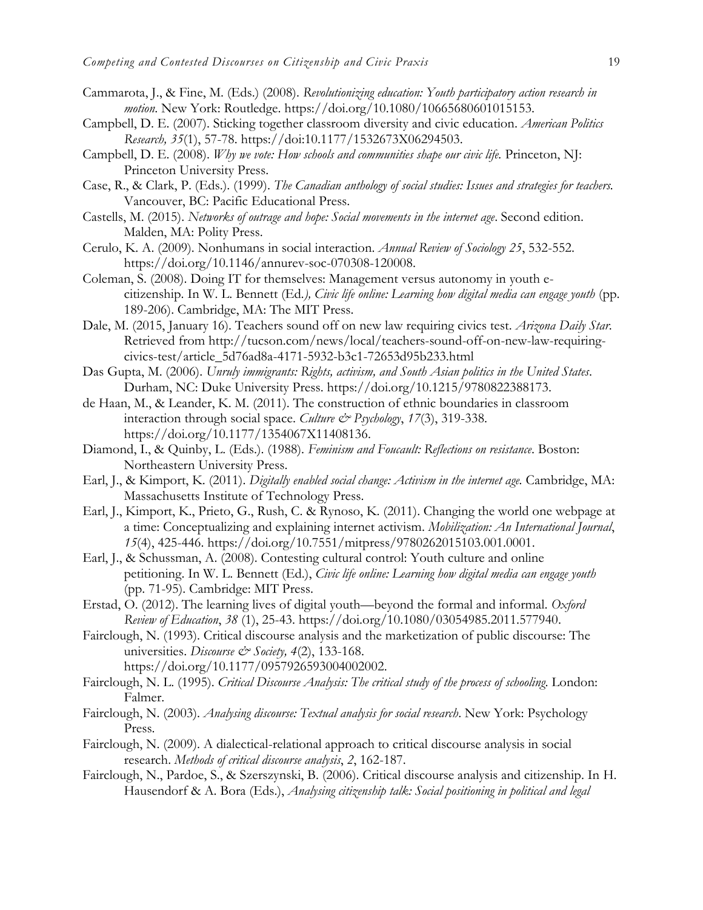Cammarota, J., & Fine, M. (Eds.) (2008). *Revolutionizing education: Youth participatory action research in motion*. New York: Routledge. https://doi.org/10.1080/10665680601015153.

Campbell, D. E. (2007). Sticking together classroom diversity and civic education. *American Politics Research, 35*(1), 57-78. https://doi:10.1177/1532673X06294503.

Campbell, D. E. (2008). *Why we vote: How schools and communities shape our civic life.* Princeton, NJ: Princeton University Press.

Case, R., & Clark, P. (Eds.). (1999). *The Canadian anthology of social studies: Issues and strategies for teachers.* Vancouver, BC: Pacific Educational Press.

Castells, M. (2015). *Networks of outrage and hope: Social movements in the internet age*. Second edition. Malden, MA: Polity Press.

Cerulo, K. A. (2009). Nonhumans in social interaction. *Annual Review of Sociology 25*, 532-552. https://doi.org/10.1146/annurev-soc-070308-120008.

Coleman, S. (2008). Doing IT for themselves: Management versus autonomy in youth e-citizenship. In W. L. Bennett (Ed.*), Civic life online: Learning how digital media can engage youth* (pp. 189-206). Cambridge, MA: The MIT Press.

Dale, M. (2015, January 16). Teachers sound off on new law requiring civics test. *Arizona Daily Star.* Retrieved from http://tucson.com/news/local/teachers-sound-off-on-new-law-requiring-civics-test/article_5d76ad8a-4171-5932-b3c1-72653d95b233.html

Das Gupta, M. (2006). *Unruly immigrants: Rights, activism, and South Asian politics in the United States*. Durham, NC: Duke University Press. https://doi.org/10.1215/9780822388173.

de Haan, M., & Leander, K. M. (2011). The construction of ethnic boundaries in classroom interaction through social space. *Culture & Psychology*, *17*(3), 319-338. https://doi.org/10.1177/1354067X11408136.

Diamond, I., & Quinby, L. (Eds.). (1988). *Feminism and Foucault: Reflections on resistance*. Boston: Northeastern University Press.

Earl, J., & Kimport, K. (2011). *Digitally enabled social change: Activism in the internet age.* Cambridge, MA: Massachusetts Institute of Technology Press.

Earl, J., Kimport, K., Prieto, G., Rush, C. & Rynoso, K. (2011). Changing the world one webpage at a time: Conceptualizing and explaining internet activism. *Mobilization: An International Journal*, *15*(4), 425-446. https://doi.org/10.7551/mitpress/9780262015103.001.0001.

Earl, J., & Schussman, A. (2008). Contesting cultural control: Youth culture and online petitioning. In W. L. Bennett (Ed.), *Civic life online: Learning how digital media can engage youth* (pp. 71-95). Cambridge: MIT Press.

Erstad, O. (2012). The learning lives of digital youth—beyond the formal and informal. *Oxford Review of Education*, *38* (1), 25-43. https://doi.org/10.1080/03054985.2011.577940.

Fairclough, N. (1993). Critical discourse analysis and the marketization of public discourse: The universities. *Discourse & Society, 4*(2), 133-168. https://doi.org/10.1177/0957926593004002002.

Fairclough, N. L. (1995). *Critical Discourse Analysis: The critical study of the process of schooling.* London: Falmer.

Fairclough, N. (2003). *Analysing discourse: Textual analysis for social research*. New York: Psychology Press.

Fairclough, N. (2009). A dialectical-relational approach to critical discourse analysis in social research. *Methods of critical discourse analysis*, *2*, 162-187.

Fairclough, N., Pardoe, S., & Szerszynski, B. (2006). Critical discourse analysis and citizenship. In H. Hausendorf & A. Bora (Eds.), *Analysing citizenship talk: Social positioning in political and legal*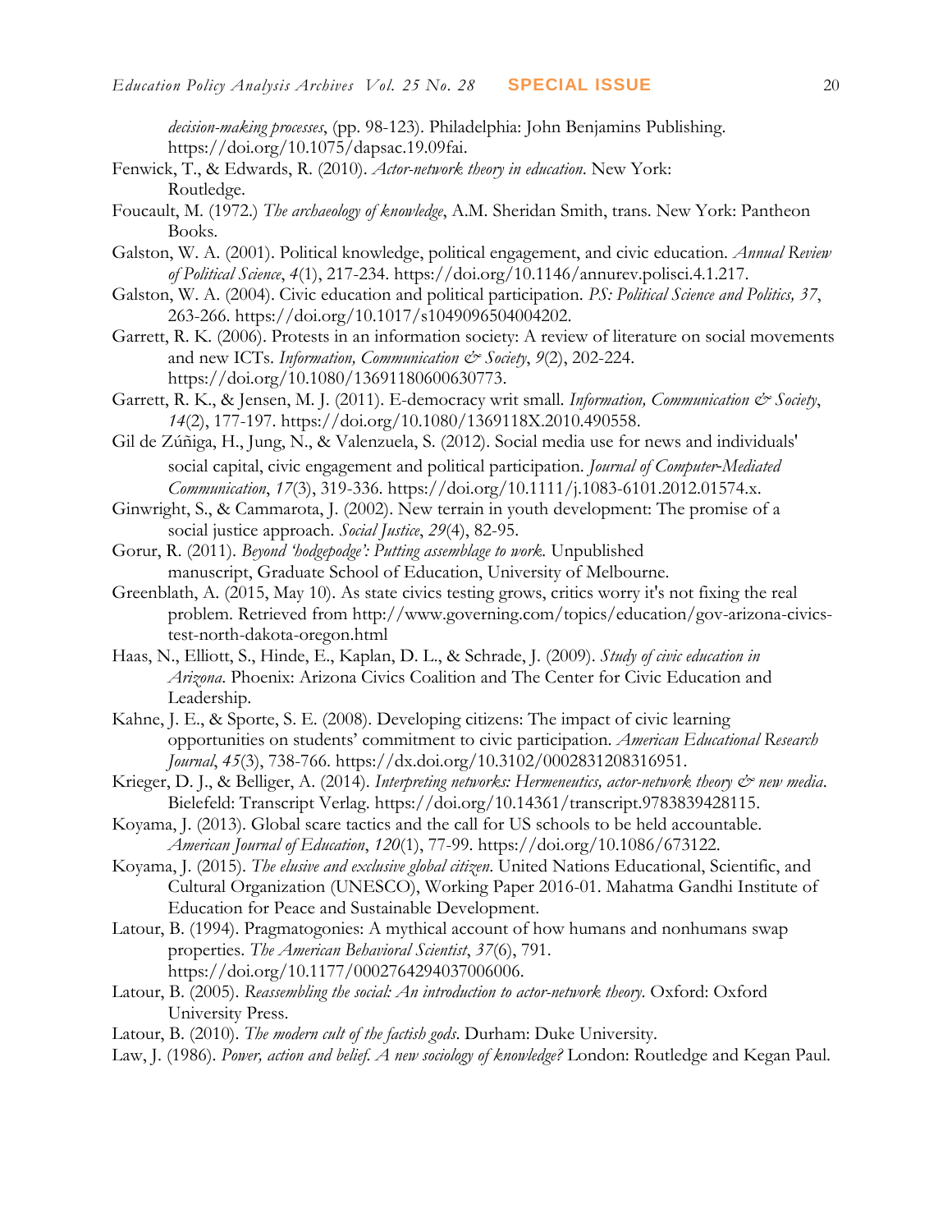*decision-making processes*, (pp. 98-123). Philadelphia: John Benjamins Publishing. https://doi.org/10.1075/dapsac.19.09fai.

Fenwick, T., & Edwards, R. (2010). *Actor-network theory in education*. New York: Routledge.

Foucault, M. (1972.) *The archaeology of knowledge*, A.M. Sheridan Smith, trans. New York: Pantheon Books.

Galston, W. A. (2001). Political knowledge, political engagement, and civic education. *Annual Review of Political Science*, *4*(1), 217-234. https://doi.org/10.1146/annurev.polisci.4.1.217.

Galston, W. A. (2004). Civic education and political participation. *PS: Political Science and Politics, 37*, 263-266. https://doi.org/10.1017/s1049096504004202.

Garrett, R. K. (2006). Protests in an information society: A review of literature on social movements and new ICTs. *Information, Communication & Society*, *9*(2), 202-224. https://doi.org/10.1080/13691180600630773.

Garrett, R. K., & Jensen, M. J. (2011). E-democracy writ small. *Information, Communication & Society*, *14*(2), 177-197. https://doi.org/10.1080/1369118X.2010.490558.

Gil de Zúñiga, H., Jung, N., & Valenzuela, S. (2012). Social media use for news and individuals' social capital, civic engagement and political participation. *Journal of Computer-Mediated Communication*, *17*(3), 319-336. https://doi.org/10.1111/j.1083-6101.2012.01574.x.

Ginwright, S., & Cammarota, J. (2002). New terrain in youth development: The promise of a social justice approach. *Social Justice*, *29*(4), 82-95.

Gorur, R. (2011). *Beyond 'hodgepodge': Putting assemblage to work.* Unpublished manuscript, Graduate School of Education, University of Melbourne.

Greenblath, A. (2015, May 10). As state civics testing grows, critics worry it's not fixing the real problem. Retrieved from http://www.governing.com/topics/education/gov-arizona-civics-test-north-dakota-oregon.html

Haas, N., Elliott, S., Hinde, E., Kaplan, D. L., & Schrade, J. (2009). *Study of civic education in Arizona*. Phoenix: Arizona Civics Coalition and The Center for Civic Education and Leadership.

Kahne, J. E., & Sporte, S. E. (2008). Developing citizens: The impact of civic learning opportunities on students' commitment to civic participation. *American Educational Research Journal*, *45*(3), 738-766. https://dx.doi.org/10.3102/0002831208316951.

Krieger, D. J., & Belliger, A. (2014). *Interpreting networks: Hermeneutics, actor-network theory & new media*. Bielefeld: Transcript Verlag. https://doi.org/10.14361/transcript.9783839428115.

Koyama, J. (2013). Global scare tactics and the call for US schools to be held accountable. *American Journal of Education*, *120*(1), 77-99. https://doi.org/10.1086/673122.

Koyama, J. (2015). *The elusive and exclusive global citizen*. United Nations Educational, Scientific, and Cultural Organization (UNESCO), Working Paper 2016-01. Mahatma Gandhi Institute of Education for Peace and Sustainable Development.

Latour, B. (1994). Pragmatogonies: A mythical account of how humans and nonhumans swap properties. *The American Behavioral Scientist*, *37*(6), 791. https://doi.org/10.1177/0002764294037006006.

Latour, B. (2005). *Reassembling the social: An introduction to actor-network theory*. Oxford: Oxford University Press.

Latour, B. (2010). *The modern cult of the factish gods*. Durham: Duke University.

Law, J. (1986). *Power, action and belief. A new sociology of knowledge?* London: Routledge and Kegan Paul.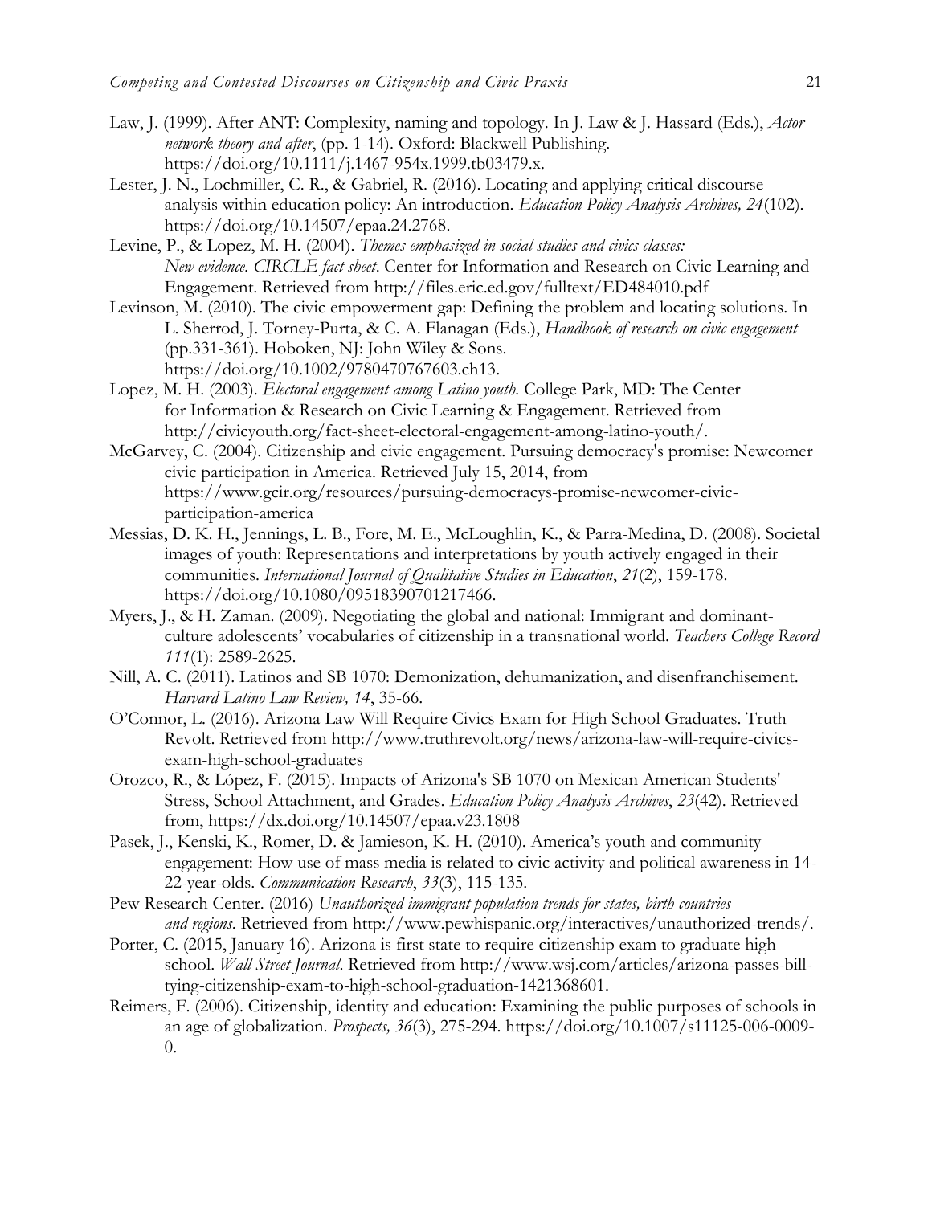Law, J. (1999). After ANT: Complexity, naming and topology. In J. Law & J. Hassard (Eds.), *Actor network theory and after*, (pp. 1-14). Oxford: Blackwell Publishing. https://doi.org/10.1111/j.1467-954x.1999.tb03479.x.

Lester, J. N., Lochmiller, C. R., & Gabriel, R. (2016). Locating and applying critical discourse analysis within education policy: An introduction. *Education Policy Analysis Archives, 24*(102). https://doi.org/10.14507/epaa.24.2768.

Levine, P., & Lopez, M. H. (2004). *Themes emphasized in social studies and civics classes: New evidence. CIRCLE fact sheet*. Center for Information and Research on Civic Learning and Engagement. Retrieved from http://files.eric.ed.gov/fulltext/ED484010.pdf

Levinson, M. (2010). The civic empowerment gap: Defining the problem and locating solutions. In L. Sherrod, J. Torney-Purta, & C. A. Flanagan (Eds.), *Handbook of research on civic engagement* (pp.331-361). Hoboken, NJ: John Wiley & Sons. https://doi.org/10.1002/9780470767603.ch13.

Lopez, M. H. (2003). *Electoral engagement among Latino youth.* College Park, MD: The Center for Information & Research on Civic Learning & Engagement. Retrieved from http://civicyouth.org/fact-sheet-electoral-engagement-among-latino-youth/.

McGarvey, C. (2004). Citizenship and civic engagement. Pursuing democracy's promise: Newcomer civic participation in America. Retrieved July 15, 2014, from https://www.gcir.org/resources/pursuing-democracys-promise-newcomer-civic-participation-america

Messias, D. K. H., Jennings, L. B., Fore, M. E., McLoughlin, K., & Parra-Medina, D. (2008). Societal images of youth: Representations and interpretations by youth actively engaged in their communities. *International Journal of Qualitative Studies in Education*, *21*(2), 159-178. https://doi.org/10.1080/09518390701217466.

Myers, J., & H. Zaman. (2009). Negotiating the global and national: Immigrant and dominant-culture adolescents' vocabularies of citizenship in a transnational world. *Teachers College Record 111*(1): 2589-2625.

Nill, A. C. (2011). Latinos and SB 1070: Demonization, dehumanization, and disenfranchisement. *Harvard Latino Law Review, 14*, 35-66.

O'Connor, L. (2016). Arizona Law Will Require Civics Exam for High School Graduates. Truth Revolt. Retrieved from http://www.truthrevolt.org/news/arizona-law-will-require-civics-exam-high-school-graduates

Orozco, R., & López, F. (2015). Impacts of Arizona's SB 1070 on Mexican American Students' Stress, School Attachment, and Grades. *Education Policy Analysis Archives*, *23*(42). Retrieved from, https://dx.doi.org/10.14507/epaa.v23.1808

Pasek, J., Kenski, K., Romer, D. & Jamieson, K. H. (2010). America's youth and community engagement: How use of mass media is related to civic activity and political awareness in 14-22-year-olds. *Communication Research*, *33*(3), 115-135.

Pew Research Center. (2016) *Unauthorized immigrant population trends for states, birth countries and regions*. Retrieved from http://www.pewhispanic.org/interactives/unauthorized-trends/.

Porter, C. (2015, January 16). Arizona is first state to require citizenship exam to graduate high school. *Wall Street Journal*. Retrieved from http://www.wsj.com/articles/arizona-passes-bill-tying-citizenship-exam-to-high-school-graduation-1421368601.

Reimers, F. (2006). Citizenship, identity and education: Examining the public purposes of schools in an age of globalization. *Prospects, 36*(3), 275-294. https://doi.org/10.1007/s11125-006-0009-0.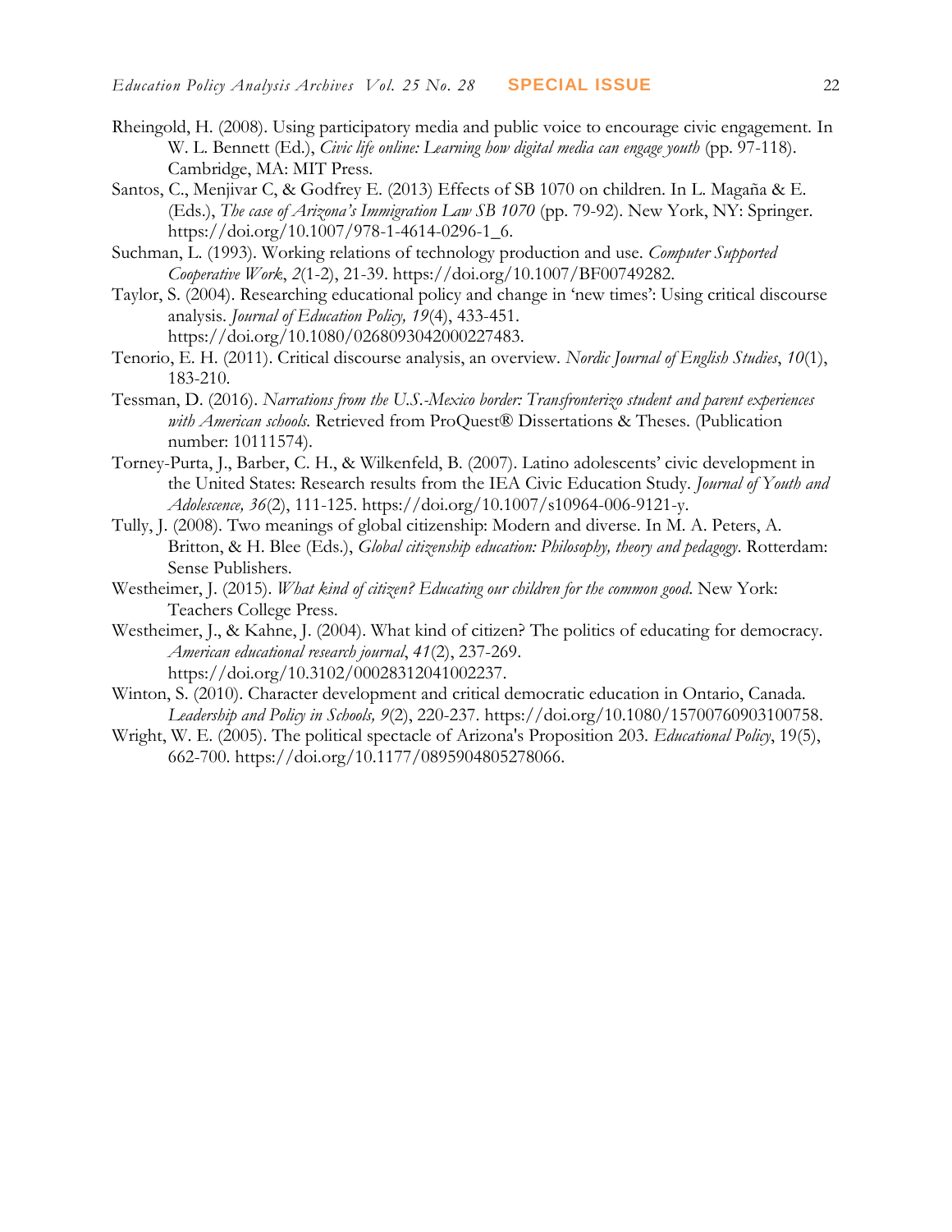Rheingold, H. (2008). Using participatory media and public voice to encourage civic engagement. In W. L. Bennett (Ed.), *Civic life online: Learning how digital media can engage youth* (pp. 97-118). Cambridge, MA: MIT Press.

Santos, C., Menjivar C, & Godfrey E. (2013) Effects of SB 1070 on children. In L. Magaña & E. (Eds.), *The case of Arizona's Immigration Law SB 1070* (pp. 79-92). New York, NY: Springer. https://doi.org/10.1007/978-1-4614-0296-1_6.

Suchman, L. (1993). Working relations of technology production and use. *Computer Supported Cooperative Work*, *2*(1-2), 21-39. https://doi.org/10.1007/BF00749282.

Taylor, S. (2004). Researching educational policy and change in 'new times': Using critical discourse analysis. *Journal of Education Policy, 19*(4), 433-451. https://doi.org/10.1080/0268093042000227483.

Tenorio, E. H. (2011). Critical discourse analysis, an overview. *Nordic Journal of English Studies*, *10*(1), 183-210.

Tessman, D. (2016). *Narrations from the U.S.-Mexico border: Transfronterizo student and parent experiences with American schools*. Retrieved from ProQuest® Dissertations & Theses. (Publication number: 10111574).

Torney-Purta, J., Barber, C. H., & Wilkenfeld, B. (2007). Latino adolescents' civic development in the United States: Research results from the IEA Civic Education Study. *Journal of Youth and Adolescence, 36*(2), 111-125. https://doi.org/10.1007/s10964-006-9121-y.

Tully, J. (2008). Two meanings of global citizenship: Modern and diverse. In M. A. Peters, A. Britton, & H. Blee (Eds.), *Global citizenship education: Philosophy, theory and pedagogy*. Rotterdam: Sense Publishers.

Westheimer, J. (2015). *What kind of citizen? Educating our children for the common good*. New York: Teachers College Press.

Westheimer, J., & Kahne, J. (2004). What kind of citizen? The politics of educating for democracy. *American educational research journal*, *41*(2), 237-269. https://doi.org/10.3102/00028312041002237.

Winton, S. (2010). Character development and critical democratic education in Ontario, Canada. *Leadership and Policy in Schools, 9*(2), 220-237. https://doi.org/10.1080/15700760903100758.

Wright, W. E. (2005). The political spectacle of Arizona's Proposition 203. *Educational Policy*, 19(5), 662-700. https://doi.org/10.1177/0895904805278066.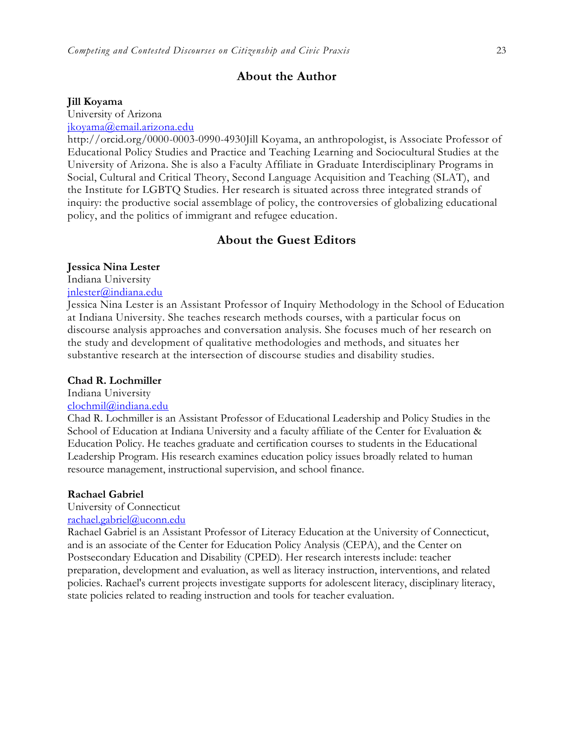## About the Author

**Jill Koyama**
University of Arizona
jkoyama@email.arizona.edu
http://orcid.org/0000-0003-0990-4930Jill Koyama, an anthropologist, is Associate Professor of Educational Policy Studies and Practice and Teaching Learning and Sociocultural Studies at the University of Arizona. She is also a Faculty Affiliate in Graduate Interdisciplinary Programs in Social, Cultural and Critical Theory, Second Language Acquisition and Teaching (SLAT), and the Institute for LGBTQ Studies. Her research is situated across three integrated strands of inquiry: the productive social assemblage of policy, the controversies of globalizing educational policy, and the politics of immigrant and refugee education.

## About the Guest Editors

**Jessica Nina Lester**
Indiana University
jnlester@indiana.edu
Jessica Nina Lester is an Assistant Professor of Inquiry Methodology in the School of Education at Indiana University. She teaches research methods courses, with a particular focus on discourse analysis approaches and conversation analysis. She focuses much of her research on the study and development of qualitative methodologies and methods, and situates her substantive research at the intersection of discourse studies and disability studies.

**Chad R. Lochmiller**
Indiana University
clochmil@indiana.edu
Chad R. Lochmiller is an Assistant Professor of Educational Leadership and Policy Studies in the School of Education at Indiana University and a faculty affiliate of the Center for Evaluation & Education Policy. He teaches graduate and certification courses to students in the Educational Leadership Program. His research examines education policy issues broadly related to human resource management, instructional supervision, and school finance.

**Rachael Gabriel**
University of Connecticut
rachael.gabriel@uconn.edu
Rachael Gabriel is an Assistant Professor of Literacy Education at the University of Connecticut, and is an associate of the Center for Education Policy Analysis (CEPA), and the Center on Postsecondary Education and Disability (CPED). Her research interests include: teacher preparation, development and evaluation, as well as literacy instruction, interventions, and related policies. Rachael's current projects investigate supports for adolescent literacy, disciplinary literacy, state policies related to reading instruction and tools for teacher evaluation.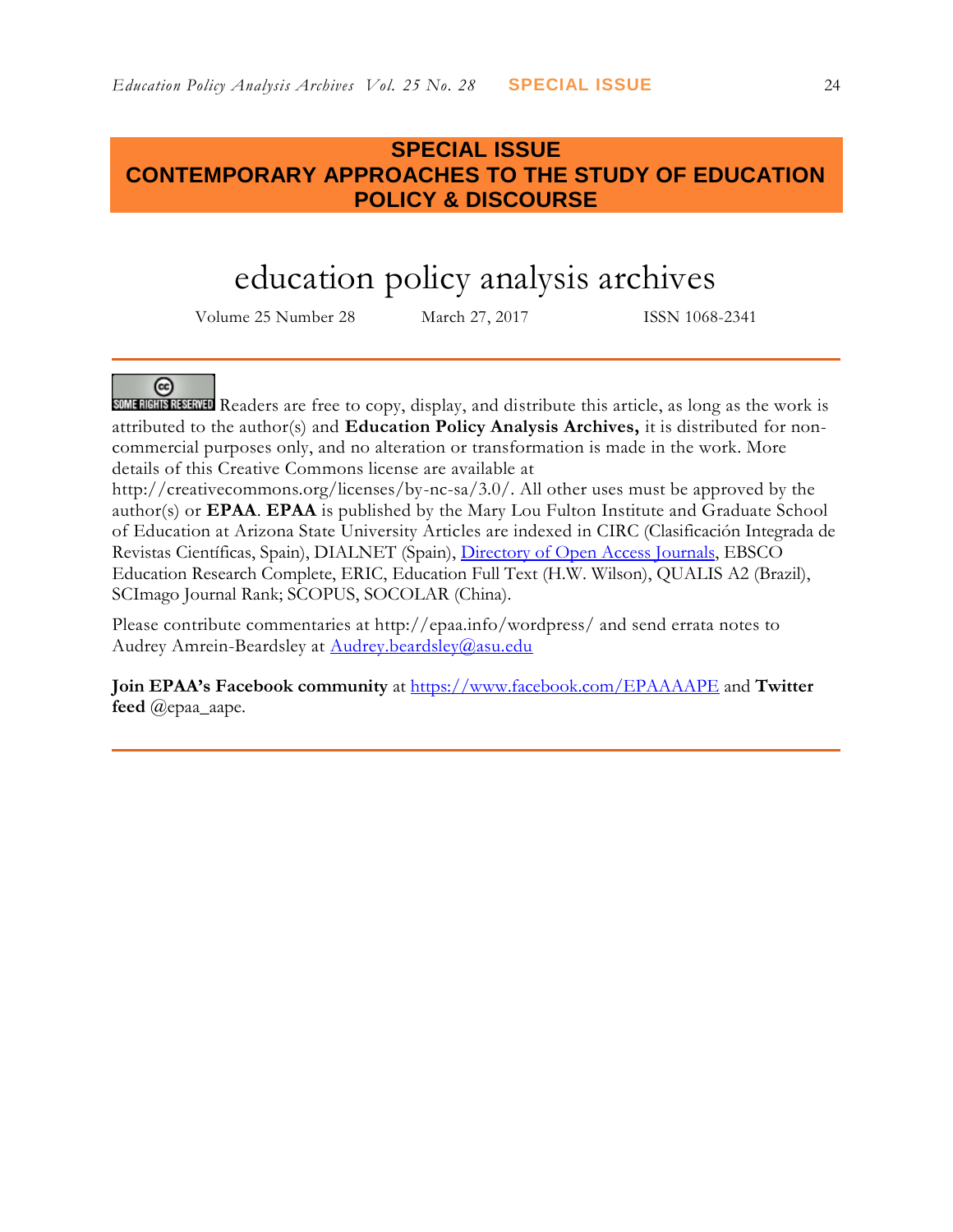## SPECIAL ISSUE
## CONTEMPORARY APPROACHES TO THE STUDY OF EDUCATION POLICY & DISCOURSE

# education policy analysis archives

Volume 25 Number 28 March 27, 2017 ISSN 1068-2341

SOME RIGHTS RESERVED Readers are free to copy, display, and distribute this article, as long as the work is attributed to the author(s) and **Education Policy Analysis Archives,** it is distributed for non-commercial purposes only, and no alteration or transformation is made in the work. More details of this Creative Commons license are available at http://creativecommons.org/licenses/by-nc-sa/3.0/. All other uses must be approved by the author(s) or **EPAA**. **EPAA** is published by the Mary Lou Fulton Institute and Graduate School of Education at Arizona State University Articles are indexed in CIRC (Clasificación Integrada de Revistas Científicas, Spain), DIALNET (Spain), Directory of Open Access Journals, EBSCO Education Research Complete, ERIC, Education Full Text (H.W. Wilson), QUALIS A2 (Brazil), SCImago Journal Rank; SCOPUS, SOCOLAR (China).

Please contribute commentaries at http://epaa.info/wordpress/ and send errata notes to Audrey Amrein-Beardsley at Audrey.beardsley@asu.edu

**Join EPAA's Facebook community** at https://www.facebook.com/EPAAAAPE and **Twitter feed** @epaa_aape.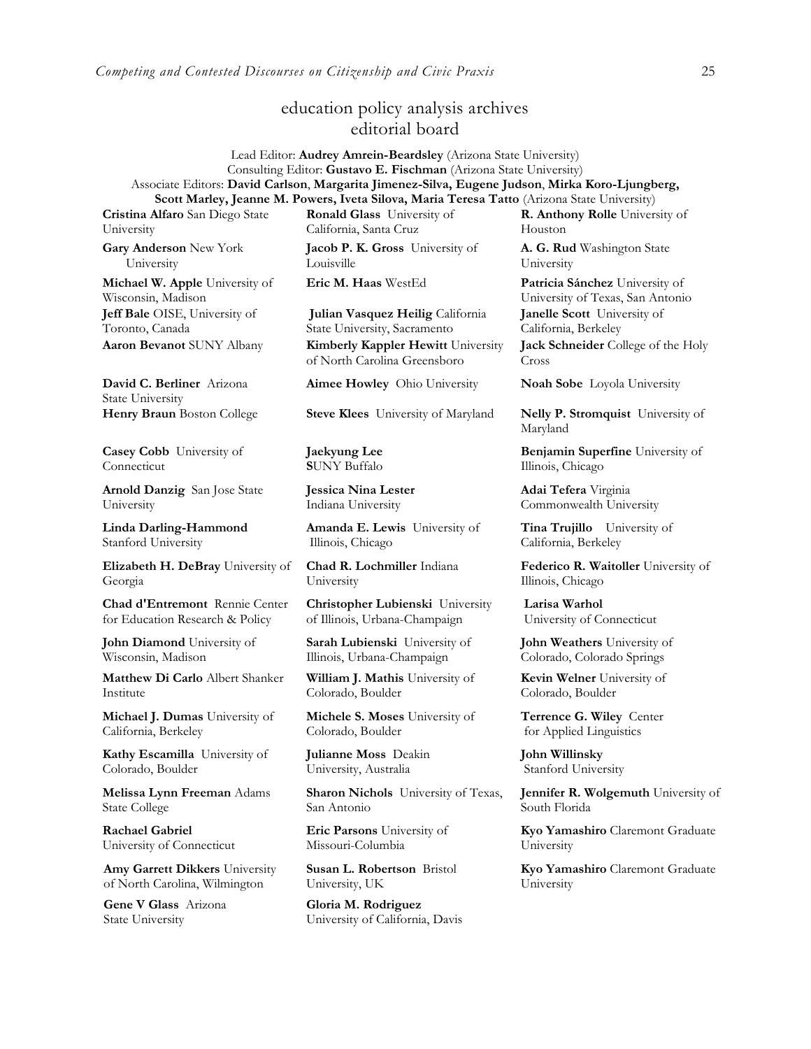# education policy analysis archives
## editorial board

Lead Editor: **Audrey Amrein-Beardsley** (Arizona State University)
Consulting Editor: **Gustavo E. Fischman** (Arizona State University)
Associate Editors: **David Carlson**, **Margarita Jimenez-Silva, Eugene Judson**, **Mirka Koro-Ljungberg, Scott Marley, Jeanne M. Powers, Iveta Silova, Maria Teresa Tatto** (Arizona State University)

**Cristina Alfaro** San Diego State University

**Gary Anderson** New York University

**Michael W. Apple** University of Wisconsin, Madison

**Jeff Bale** OISE, University of Toronto, Canada

**Aaron Bevanot** SUNY Albany

**David C. Berliner** Arizona State University

**Henry Braun** Boston College

**Casey Cobb** University of Connecticut

**Arnold Danzig** San Jose State University

**Linda Darling-Hammond** Stanford University

**Elizabeth H. DeBray** University of Georgia

**Chad d'Entremont** Rennie Center for Education Research & Policy

**John Diamond** University of Wisconsin, Madison

**Matthew Di Carlo** Albert Shanker Institute

**Michael J. Dumas** University of California, Berkeley

**Kathy Escamilla** University of Colorado, Boulder

**Melissa Lynn Freeman** Adams State College

**Rachael Gabriel** University of Connecticut

**Amy Garrett Dikkers** University of North Carolina, Wilmington

**Gene V Glass** Arizona State University

**Ronald Glass** University of California, Santa Cruz

**Jacob P. K. Gross** University of Louisville

**Eric M. Haas** WestEd

**Julian Vasquez Heilig** California State University, Sacramento

**Kimberly Kappler Hewitt** University of North Carolina Greensboro

**Aimee Howley** Ohio University

**Steve Klees** University of Maryland

**Jaekyung Lee** SUNY Buffalo

**Jessica Nina Lester** Indiana University

**Amanda E. Lewis** University of Illinois, Chicago

**Chad R. Lochmiller** Indiana University

**Christopher Lubienski** University of Illinois, Urbana-Champaign

**Sarah Lubienski** University of Illinois, Urbana-Champaign

**William J. Mathis** University of Colorado, Boulder

**Michele S. Moses** University of Colorado, Boulder

**Julianne Moss** Deakin University, Australia

**Sharon Nichols** University of Texas, San Antonio

**Eric Parsons** University of Missouri-Columbia

**Susan L. Robertson** Bristol University, UK

**Gloria M. Rodriguez** University of California, Davis

**R. Anthony Rolle** University of Houston

**A. G. Rud** Washington State University

**Patricia Sánchez** University of University of Texas, San Antonio

**Janelle Scott** University of California, Berkeley

**Jack Schneider** College of the Holy Cross

**Noah Sobe** Loyola University

**Nelly P. Stromquist** University of Maryland

**Benjamin Superfine** University of Illinois, Chicago

**Adai Tefera** Virginia Commonwealth University

**Tina Trujillo** University of California, Berkeley

**Federico R. Waitoller** University of Illinois, Chicago

**Larisa Warhol** University of Connecticut

**John Weathers** University of Colorado, Colorado Springs

**Kevin Welner** University of Colorado, Boulder

**Terrence G. Wiley** Center for Applied Linguistics

**John Willinsky** Stanford University

**Jennifer R. Wolgemuth** University of South Florida

**Kyo Yamashiro** Claremont Graduate University

**Kyo Yamashiro** Claremont Graduate University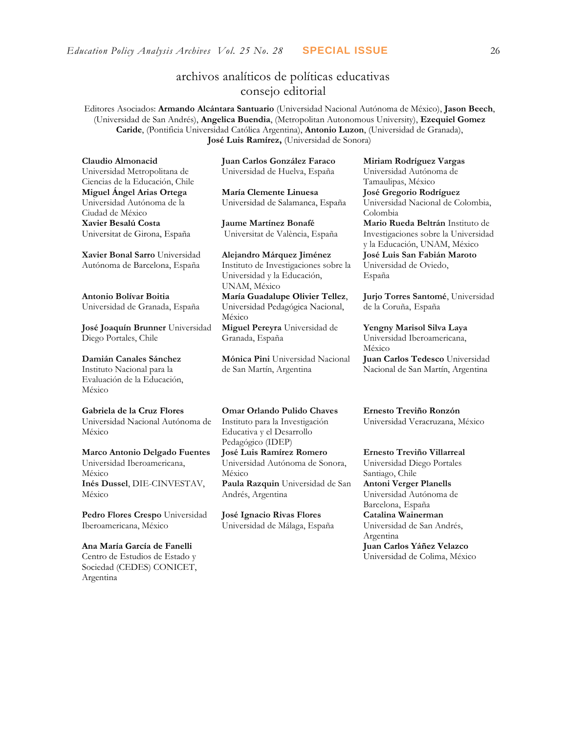## archivos analíticos de políticas educativas
## consejo editorial

Editores Asociados: **Armando Alcántara Santuario** (Universidad Nacional Autónoma de México), **Jason Beech**, (Universidad de San Andrés), **Angelica Buendia**, (Metropolitan Autonomous University), **Ezequiel Gomez Caride**, (Pontificia Universidad Católica Argentina), **Antonio Luzon**, (Universidad de Granada), **José Luis Ramírez,** (Universidad de Sonora)

**Claudio Almonacid**
Universidad Metropolitana de Ciencias de la Educación, Chile

**Miguel Ángel Arias Ortega**
Universidad Autónoma de la Ciudad de México

**Xavier Besalú Costa**
Universitat de Girona, España

**Xavier Bonal Sarro** Universidad Autónoma de Barcelona, España

**Antonio Bolívar Boitia**
Universidad de Granada, España

**José Joaquín Brunner** Universidad Diego Portales, Chile

**Damián Canales Sánchez**
Instituto Nacional para la Evaluación de la Educación, México

**Gabriela de la Cruz Flores**
Universidad Nacional Autónoma de México

**Marco Antonio Delgado Fuentes**
Universidad Iberoamericana, México

**Inés Dussel**, DIE-CINVESTAV, México

**Pedro Flores Crespo** Universidad Iberoamericana, México

**Ana María García de Fanelli**
Centro de Estudios de Estado y Sociedad (CEDES) CONICET, Argentina

**Juan Carlos González Faraco**
Universidad de Huelva, España

**María Clemente Linuesa**
Universidad de Salamanca, España

**Jaume Martínez Bonafé**
Universitat de València, España

**Alejandro Márquez Jiménez**
Instituto de Investigaciones sobre la Universidad y la Educación, UNAM, México

**María Guadalupe Olivier Tellez**, Universidad Pedagógica Nacional, México

**Miguel Pereyra** Universidad de Granada, España

**Mónica Pini** Universidad Nacional de San Martín, Argentina

**Omar Orlando Pulido Chaves**
Instituto para la Investigación Educativa y el Desarrollo Pedagógico (IDEP)

**José Luis Ramírez Romero**
Universidad Autónoma de Sonora, México

**Paula Razquin** Universidad de San Andrés, Argentina

**José Ignacio Rivas Flores**
Universidad de Málaga, España

**Miriam Rodríguez Vargas**
Universidad Autónoma de Tamaulipas, México

**José Gregorio Rodríguez**
Universidad Nacional de Colombia, Colombia

**Mario Rueda Beltrán** Instituto de Investigaciones sobre la Universidad y la Educación, UNAM, México

**José Luis San Fabián Maroto**
Universidad de Oviedo, España

**Jurjo Torres Santomé**, Universidad de la Coruña, España

**Yengny Marisol Silva Laya**
Universidad Iberoamericana, México

**Juan Carlos Tedesco** Universidad Nacional de San Martín, Argentina

**Ernesto Treviño Ronzón**
Universidad Veracruzana, México

**Ernesto Treviño Villarreal**
Universidad Diego Portales Santiago, Chile

**Antoni Verger Planells**
Universidad Autónoma de Barcelona, España

**Catalina Wainerman**
Universidad de San Andrés, Argentina

**Juan Carlos Yáñez Velazco**
Universidad de Colima, México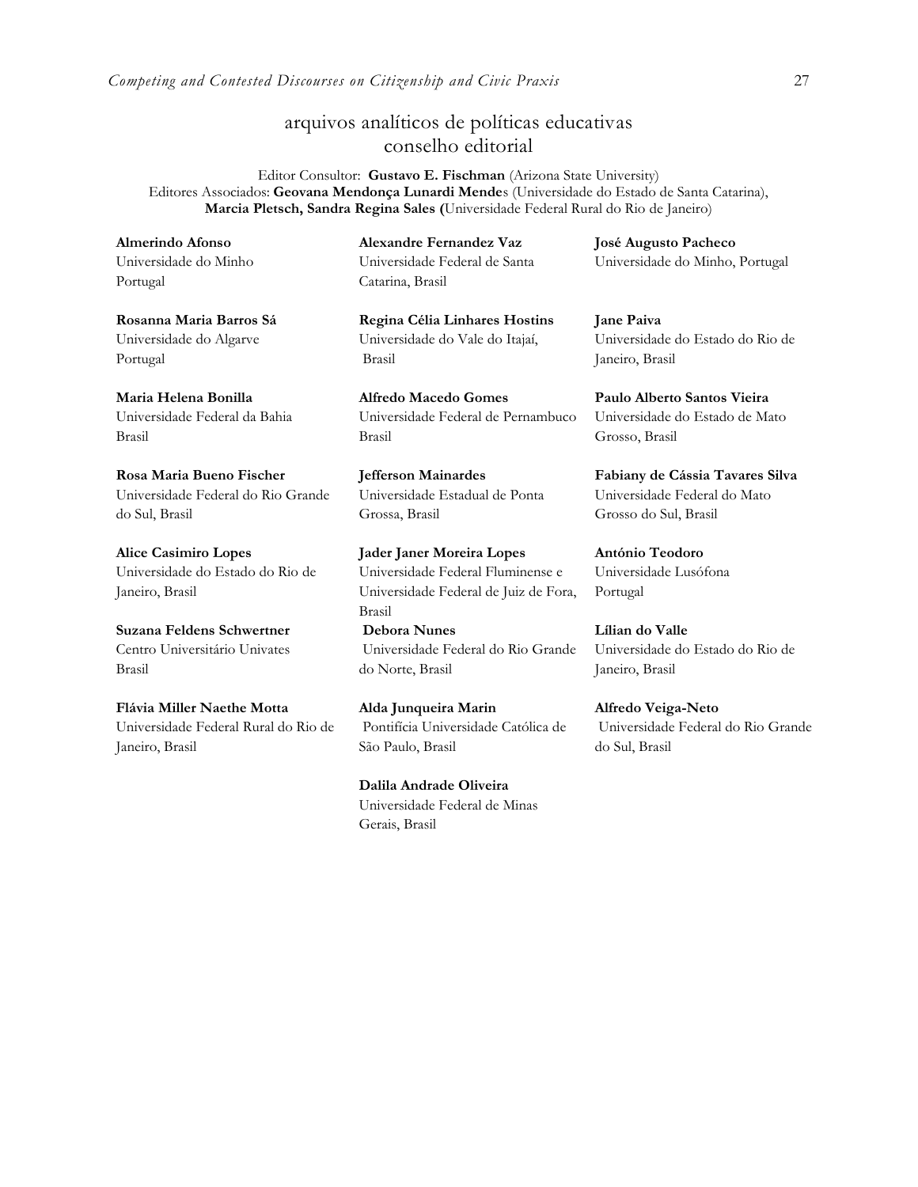# arquivos analíticos de políticas educativas
## conselho editorial

Editor Consultor: **Gustavo E. Fischman** (Arizona State University)
Editores Associados: **Geovana Mendonça Lunardi Mende**s (Universidade do Estado de Santa Catarina), **Marcia Pletsch, Sandra Regina Sales (**Universidade Federal Rural do Rio de Janeiro)

**Almerindo Afonso**
Universidade do Minho
Portugal

**Rosanna Maria Barros Sá**
Universidade do Algarve
Portugal

**Maria Helena Bonilla**
Universidade Federal da Bahia
Brasil

**Rosa Maria Bueno Fischer**
Universidade Federal do Rio Grande do Sul, Brasil

**Alice Casimiro Lopes**
Universidade do Estado do Rio de Janeiro, Brasil

**Suzana Feldens Schwertner**
Centro Universitário Univates
Brasil

**Flávia Miller Naethe Motta**
Universidade Federal Rural do Rio de Janeiro, Brasil

**Alexandre Fernandez Vaz**
Universidade Federal de Santa Catarina, Brasil

**Regina Célia Linhares Hostins**
Universidade do Vale do Itajaí, Brasil

**Alfredo Macedo Gomes**
Universidade Federal de Pernambuco
Brasil

**Jefferson Mainardes**
Universidade Estadual de Ponta Grossa, Brasil

**Jader Janer Moreira Lopes**
Universidade Federal Fluminense e Universidade Federal de Juiz de Fora, Brasil

**Debora Nunes**
Universidade Federal do Rio Grande do Norte, Brasil

**Alda Junqueira Marin**
Pontifícia Universidade Católica de São Paulo, Brasil

**Dalila Andrade Oliveira**
Universidade Federal de Minas Gerais, Brasil

**José Augusto Pacheco**
Universidade do Minho, Portugal

**Jane Paiva**
Universidade do Estado do Rio de Janeiro, Brasil

**Paulo Alberto Santos Vieira**
Universidade do Estado de Mato Grosso, Brasil

**Fabiany de Cássia Tavares Silva**
Universidade Federal do Mato Grosso do Sul, Brasil

**António Teodoro**
Universidade Lusófona
Portugal

**Lílian do Valle**
Universidade do Estado do Rio de Janeiro, Brasil

**Alfredo Veiga-Neto**
Universidade Federal do Rio Grande do Sul, Brasil